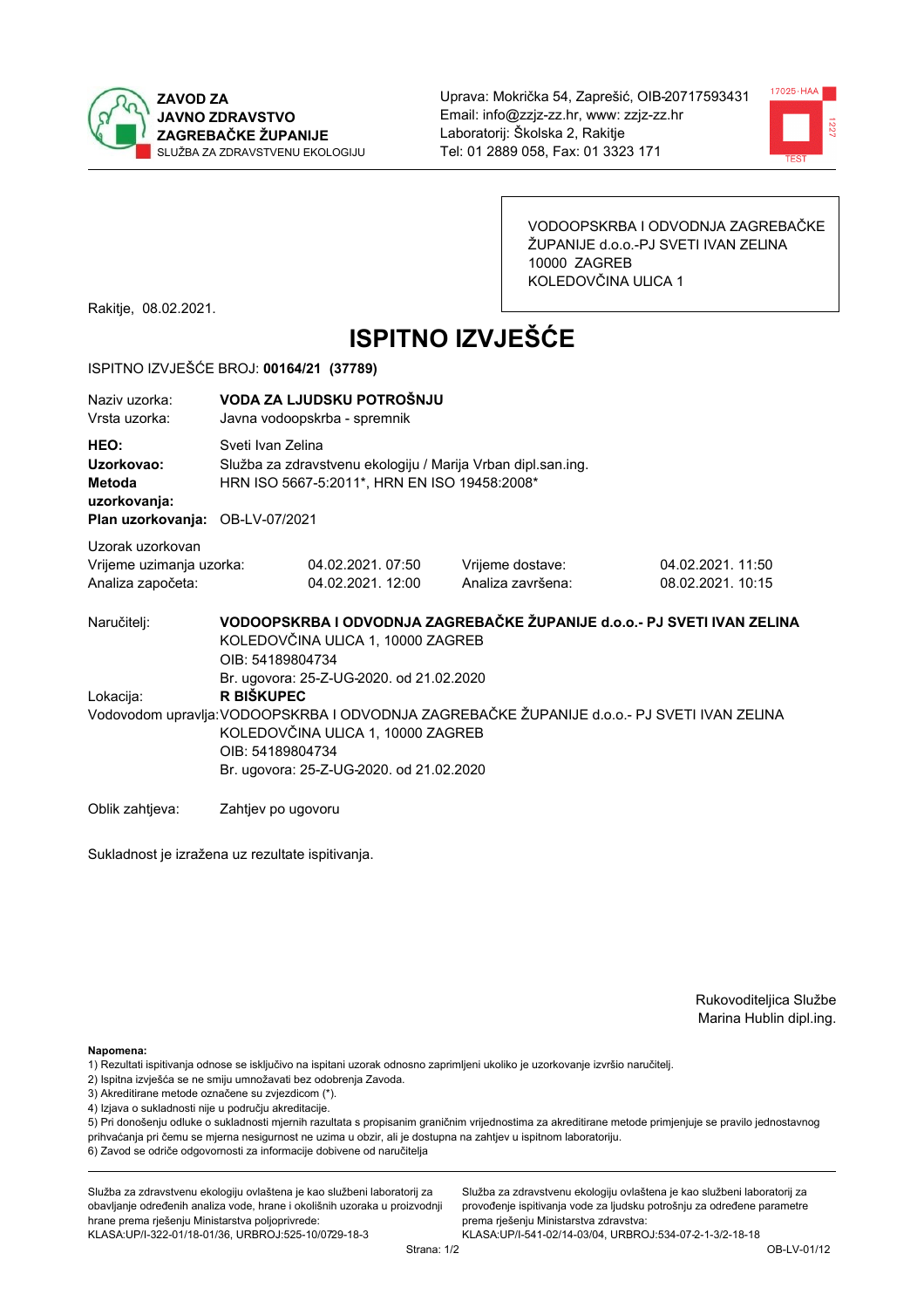**ZAVOD ZA JAVNO ZDRAVSTVO ZAGREBAČKE ŽUPANIJE**
SLUŽBA ZA ZDRAVSTVENU EKOLOGIJU

Uprava: Mokrička 54, Zaprešić, OIB-20717593431
Email: info@zzjz-zz.hr, www: zzjz-zz.hr
Laboratorij: Školska 2, Rakitje
Tel: 01 2889 058, Fax: 01 3323 171

VODOOPSKRBA I ODVODNJA ZAGREBAČKE ŽUPANIJE d.o.o.-PJ SVETI IVAN ZELINA
10000 ZAGREB
KOLEDOVČINA ULICA 1

Rakitje, 08.02.2021.

# ISPITNO IZVJEŠĆE

ISPITNO IZVJEŠĆE BROJ: **00164/21 (37789)**

Naziv uzorka: **VODA ZA LJUDSKU POTROŠNJU**
Vrsta uzorka: Javna vodoopskrba - spremnik

**HEO:** Sveti Ivan Zelina
**Uzorkovao:** Služba za zdravstvenu ekologiju / Marija Vrban dipl.san.ing.
**Metoda uzorkovanja:** HRN ISO 5667-5:2011*, HRN EN ISO 19458:2008*
**Plan uzorkovanja:** OB-LV-07/2021

Uzorak uzorkovan

| | | | |
|---|---|---|---|
| Vrijeme uzimanja uzorka: | 04.02.2021. 07:50 | Vrijeme dostave: | 04.02.2021. 11:50 |
| Analiza započeta: | 04.02.2021. 12:00 | Analiza završena: | 08.02.2021. 10:15 |

Naručitelj: **VODOOPSKRBA I ODVODNJA ZAGREBAČKE ŽUPANIJE d.o.o.- PJ SVETI IVAN ZELINA**
KOLEDOVČINA ULICA 1, 10000 ZAGREB
OIB: 54189804734
Br. ugovora: 25-Z-UG-2020. od 21.02.2020

Lokacija: **R BIŠKUPEC**

Vodovodom upravlja: VODOOPSKRBA I ODVODNJA ZAGREBAČKE ŽUPANIJE d.o.o.- PJ SVETI IVAN ZELINA
KOLEDOVČINA ULICA 1, 10000 ZAGREB
OIB: 54189804734
Br. ugovora: 25-Z-UG-2020. od 21.02.2020

Oblik zahtjeva: Zahtjev po ugovoru

Sukladnost je izražena uz rezultate ispitivanja.

Rukovoditeljica Službe
Marina Hublin dipl.ing.

**Napomena:**
1) Rezultati ispitivanja odnose se isključivo na ispitani uzorak odnosno zaprimljeni ukoliko je uzorkovanje izvršio naručitelj.
2) Ispitna izvješća se ne smiju umnožavati bez odobrenja Zavoda.
3) Akreditirane metode označene su zvjezdicom (*).
4) Izjava o sukladnosti nije u području akreditacije.
5) Pri donošenju odluke o sukladnosti mjernih razultata s propisanim graničnim vrijednostima za akreditirane metode primjenjuje se pravilo jednostavnog prihvaćanja pri čemu se mjerna nesigurnost ne uzima u obzir, ali je dostupna na zahtjev u ispitnom laboratoriju.
6) Zavod se odriče odgovornosti za informacije dobivene od naručitelja

Služba za zdravstvenu ekologiju ovlaštena je kao službeni laboratorij za obavljanje određenih analiza vode, hrane i okolišnih uzoraka u proizvodnji hrane prema rješenju Ministarstva poljoprivrede: KLASA:UP/I-322-01/18-01/36, URBROJ:525-10/0729-18-3

Služba za zdravstvenu ekologiju ovlaštena je kao službeni laboratorij za provođenje ispitivanja vode za ljudsku potrošnju za određene parametre prema rješenju Ministarstva zdravstva: KLASA:UP/I-541-02/14-03/04, URBROJ:534-07-2-1-3/2-18-18

OB-LV-01/12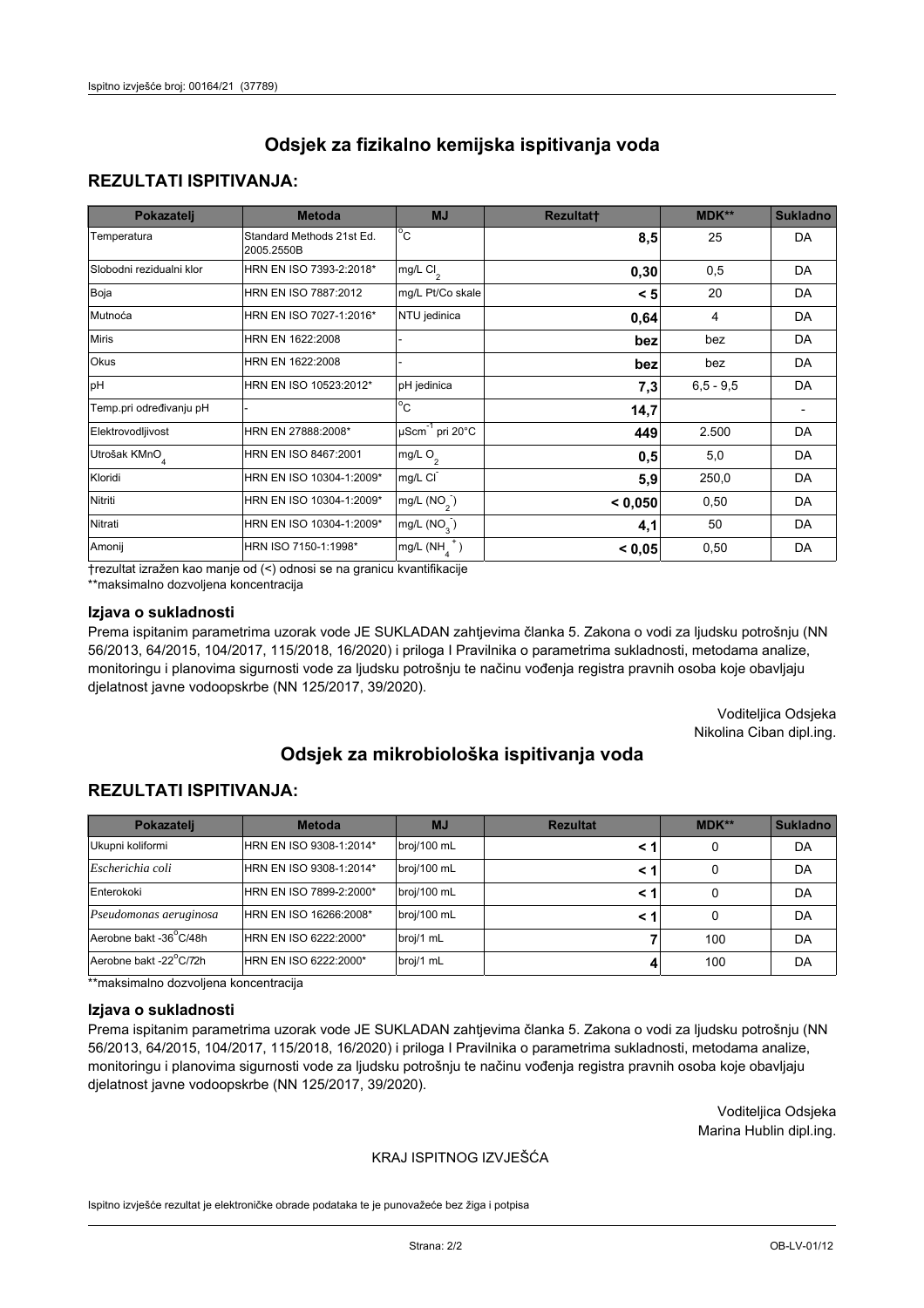# Odsjek za fizikalno kemijska ispitivanja voda

## REZULTATI ISPITIVANJA:

| Pokazatelj | Metoda | MJ | Rezultat† | MDK** | Sukladno |
|---|---|---|---|---|---|
| Temperatura | Standard Methods 21st Ed. 2005.2550B | °C | **8,5** | 25 | DA |
| Slobodni rezidualni klor | HRN EN ISO 7393-2:2018* | mg/L $Cl_2$ | **0,30** | 0,5 | DA |
| Boja | HRN EN ISO 7887:2012 | mg/L Pt/Co skale | **< 5** | 20 | DA |
| Mutnoća | HRN EN ISO 7027-1:2016* | NTU jedinica | **0,64** | 4 | DA |
| Miris | HRN EN 1622:2008 | - | **bez** | bez | DA |
| Okus | HRN EN 1622:2008 | - | **bez** | bez | DA |
| pH | HRN EN ISO 10523:2012* | pH jedinica | **7,3** | 6,5 - 9,5 | DA |
| Temp.pri određivanju pH | - | °C | **14,7** | | - |
| Elektrovodljivost | HRN EN 27888:2008* | $\mu Scm^{-1}$ pri 20°C | **449** | 2.500 | DA |
| Utrošak $KMnO_4$ | HRN EN ISO 8467:2001 | mg/L $O_2$ | **0,5** | 5,0 | DA |
| Kloridi | HRN EN ISO 10304-1:2009* | mg/L $Cl^-$ | **5,9** | 250,0 | DA |
| Nitriti | HRN EN ISO 10304-1:2009* | mg/L ($NO_2^-$) | **< 0,050** | 0,50 | DA |
| Nitrati | HRN EN ISO 10304-1:2009* | mg/L ($NO_3^-$) | **4,1** | 50 | DA |
| Amonij | HRN ISO 7150-1:1998* | mg/L ($NH_4^+$) | **< 0,05** | 0,50 | DA |

†rezultat izražen kao manje od (<) odnosi se na granicu kvantifikacije

**maksimalno dozvoljena koncentracija

### Izjava o sukladnosti

Prema ispitanim parametrima uzorak vode JE SUKLADAN zahtjevima članka 5. Zakona o vodi za ljudsku potrošnju (NN 56/2013, 64/2015, 104/2017, 115/2018, 16/2020) i priloga I Pravilnika o parametrima sukladnosti, metodama analize, monitoringu i planovima sigurnosti vode za ljudsku potrošnju te načinu vođenja registra pravnih osoba koje obavljaju djelatnost javne vodoopskrbe (NN 125/2017, 39/2020).

Voditeljica Odsjeka
Nikolina Ciban dipl.ing.

# Odsjek za mikrobiološka ispitivanja voda

## REZULTATI ISPITIVANJA:

| Pokazatelj | Metoda | MJ | Rezultat | MDK** | Sukladno |
|---|---|---|---|---|---|
| Ukupni koliformi | HRN EN ISO 9308-1:2014* | broj/100 mL | **< 1** | 0 | DA |
| *Escherichia coli* | HRN EN ISO 9308-1:2014* | broj/100 mL | **< 1** | 0 | DA |
| Enterokoki | HRN EN ISO 7899-2:2000* | broj/100 mL | **< 1** | 0 | DA |
| *Pseudomonas aeruginosa* | HRN EN ISO 16266:2008* | broj/100 mL | **< 1** | 0 | DA |
| Aerobne bakt -36°C/48h | HRN EN ISO 6222:2000* | broj/1 mL | **7** | 100 | DA |
| Aerobne bakt -22°C/72h | HRN EN ISO 6222:2000* | broj/1 mL | **4** | 100 | DA |

**maksimalno dozvoljena koncentracija

### Izjava o sukladnosti

Prema ispitanim parametrima uzorak vode JE SUKLADAN zahtjevima članka 5. Zakona o vodi za ljudsku potrošnju (NN 56/2013, 64/2015, 104/2017, 115/2018, 16/2020) i priloga I Pravilnika o parametrima sukladnosti, metodama analize, monitoringu i planovima sigurnosti vode za ljudsku potrošnju te načinu vođenja registra pravnih osoba koje obavljaju djelatnost javne vodoopskrbe (NN 125/2017, 39/2020).

Voditeljica Odsjeka
Marina Hublin dipl.ing.

KRAJ ISPITNOG IZVJEŠĆA

Ispitno izvješće rezultat je elektroničke obrade podataka te je punovažeće bez žiga i potpisa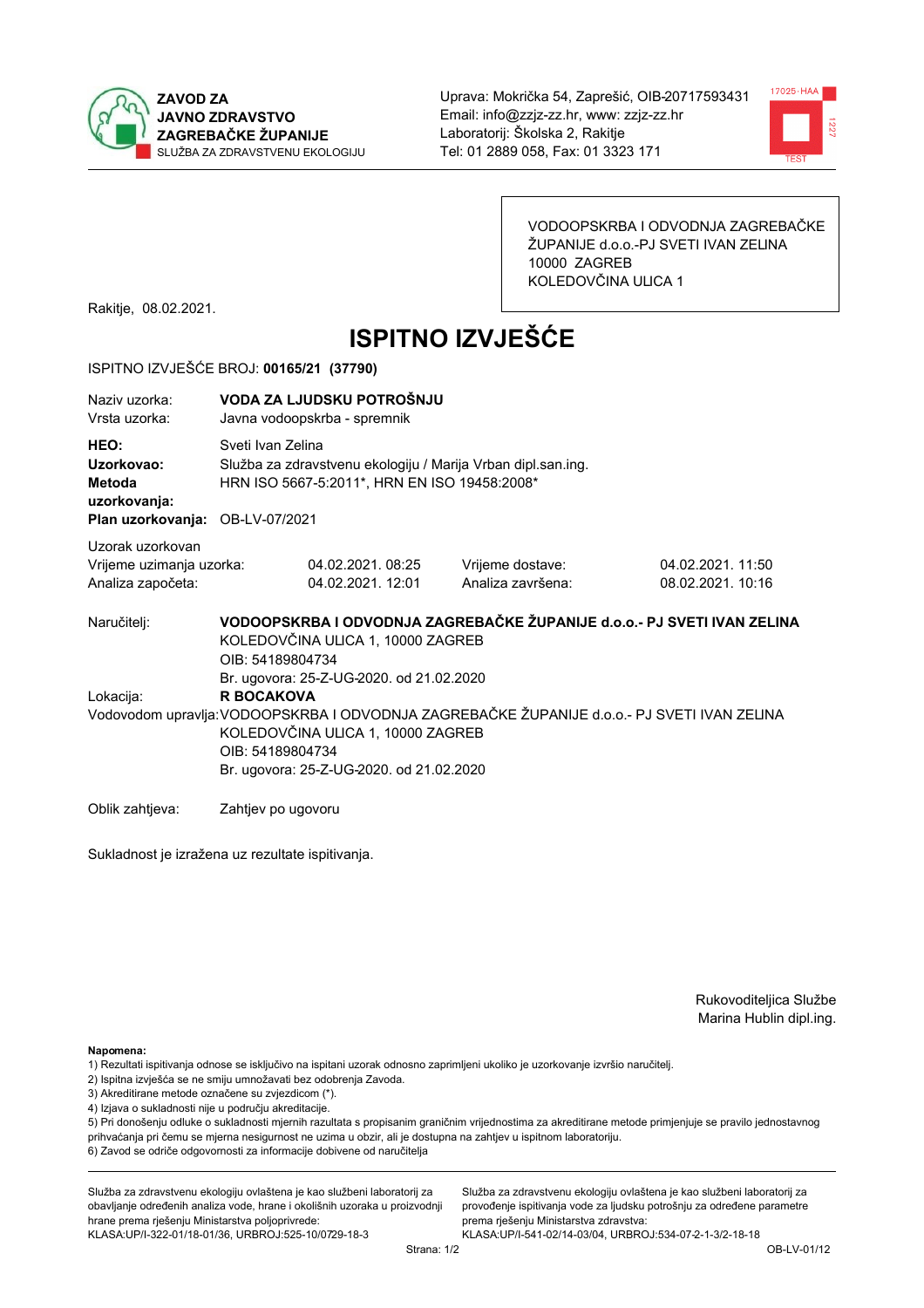ZAVOD ZA JAVNO ZDRAVSTVO ZAGREBAČKE ŽUPANIJE
SLUŽBA ZA ZDRAVSTVENU EKOLOGIJU

Uprava: Mokrička 54, Zaprešić, OIB-20717593431
Email: info@zzjz-zz.hr, www: zzjz-zz.hr
Laboratorij: Školska 2, Rakitje
Tel: 01 2889 058, Fax: 01 3323 171

VODOOPSKRBA I ODVODNJA ZAGREBAČKE ŽUPANIJE d.o.o.-PJ SVETI IVAN ZELINA
10000 ZAGREB
KOLEDOVČINA ULICA 1

Rakitje, 08.02.2021.

# ISPITNO IZVJEŠĆE

ISPITNO IZVJEŠĆE BROJ: **00165/21 (37790)**

Naziv uzorka: **VODA ZA LJUDSKU POTROŠNJU**
Vrsta uzorka: Javna vodoopskrba - spremnik

**HEO:** Sveti Ivan Zelina
**Uzorkovao:** Služba za zdravstvenu ekologiju / Marija Vrban dipl.san.ing.
**Metoda uzorkovanja:** HRN ISO 5667-5:2011*, HRN EN ISO 19458:2008*
**Plan uzorkovanja:** OB-LV-07/2021

Uzorak uzorkovan

| | | | |
|---|---|---|---|
| Vrijeme uzimanja uzorka: | 04.02.2021. 08:25 | Vrijeme dostave: | 04.02.2021. 11:50 |
| Analiza započeta: | 04.02.2021. 12:01 | Analiza završena: | 08.02.2021. 10:16 |

Naručitelj: **VODOOPSKRBA I ODVODNJA ZAGREBAČKE ŽUPANIJE d.o.o.- PJ SVETI IVAN ZELINA**
KOLEDOVČINA ULICA 1, 10000 ZAGREB
OIB: 54189804734
Br. ugovora: 25-Z-UG-2020. od 21.02.2020

Lokacija: **R BOCAKOVA**

Vodovodom upravlja: VODOOPSKRBA I ODVODNJA ZAGREBAČKE ŽUPANIJE d.o.o.- PJ SVETI IVAN ZELINA
KOLEDOVČINA ULICA 1, 10000 ZAGREB
OIB: 54189804734
Br. ugovora: 25-Z-UG-2020. od 21.02.2020

Oblik zahtjeva: Zahtjev po ugovoru

Sukladnost je izražena uz rezultate ispitivanja.

Rukoviditeljica Službe
Marina Hublin dipl.ing.

**Napomena:**
1) Rezultati ispitivanja odnose se isključivo na ispitani uzorak odnosno zaprimljeni ukoliko je uzorkovanje izvršio naručitelj.
2) Ispitna izvješća se ne smiju umnožavati bez odobrenja Zavoda.
3) Akreditirane metode označene su zvjezdicom (*).
4) Izjava o sukladnosti nije u području akreditacije.
5) Pri donošenju odluke o sukladnosti mjernih rezultata s propisanim graničnim vrijednostima za akreditirane metode primjenjuje se pravilo jednostavnog prihvaćanja pri čemu se mjerna nesigurnost ne uzima u obzir, ali je dostupna na zahtjev u ispitnom laboratoriju.
6) Zavod se odriče odgovornosti za informacije dobivene od naručitelja

Služba za zdravstvenu ekologiju ovlaštena je kao službeni laboratorij za obavljanje određenih analiza vode, hrane i okolišnih uzoraka u proizvodnji hrane prema rješenju Ministarstva poljoprivrede: KLASA:UP/I-322-01/18-01/36, URBROJ:525-10/0729-18-3

Služba za zdravstvenu ekologiju ovlaštena je kao službeni laboratorij za provođenje ispitivanja vode za ljudsku potrošnju za određene parametre prema rješenju Ministarstva zdravstva: KLASA:UP/I-541-02/14-03/04, URBROJ:534-07-2-1-3/2-18-18

OB-LV-01/12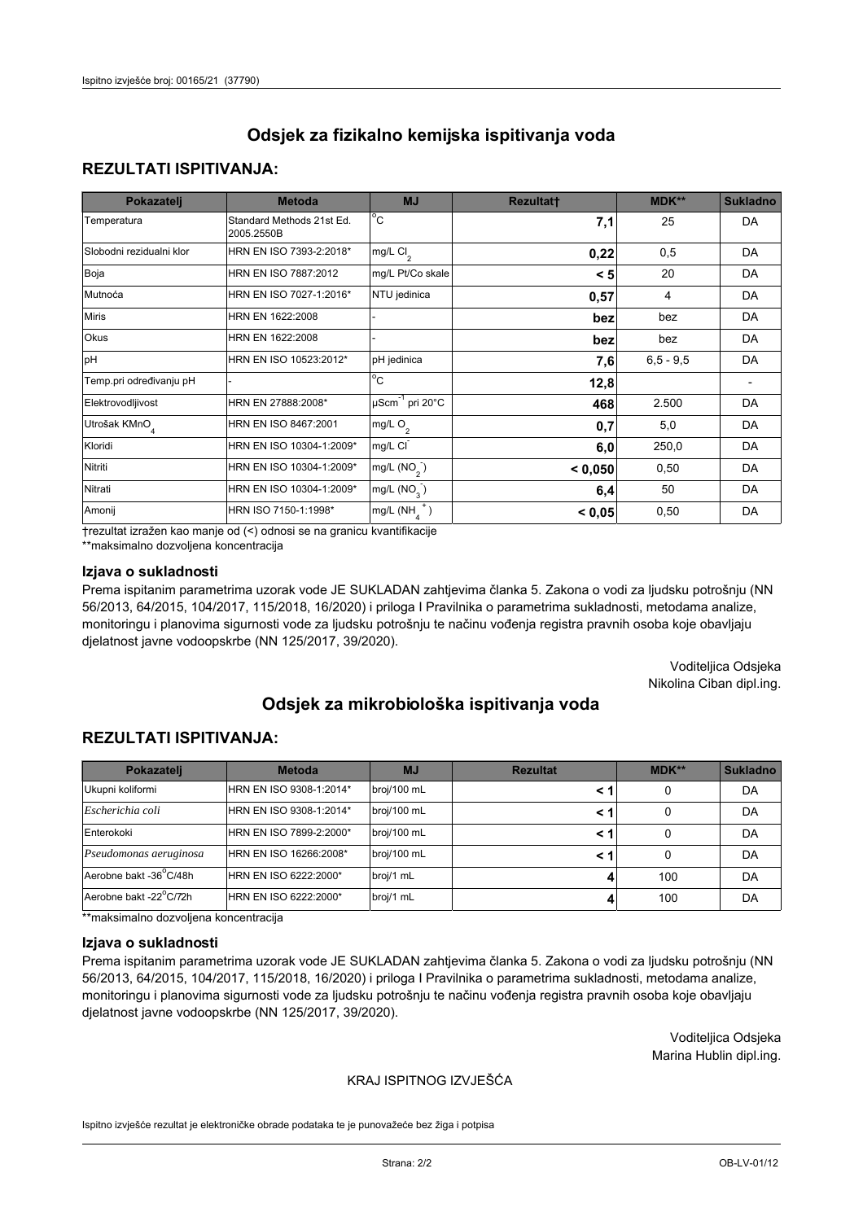## Odsjek za fizikalno kemijska ispitivanja voda

### REZULTATI ISPITIVANJA:

| Pokazatelj | Metoda | MJ | Rezultat† | MDK** | Sukladno |
|---|---|---|---|---|---|
| Temperatura | Standard Methods 21st Ed. 2005.2550B | °C | **7,1** | 25 | DA |
| Slobodni rezidualni klor | HRN EN ISO 7393-2:2018* | mg/L $Cl_2$ | **0,22** | 0,5 | DA |
| Boja | HRN EN ISO 7887:2012 | mg/L Pt/Co skale | **< 5** | 20 | DA |
| Mutnoća | HRN EN ISO 7027-1:2016* | NTU jedinica | **0,57** | 4 | DA |
| Miris | HRN EN 1622:2008 | - | **bez** | bez | DA |
| Okus | HRN EN 1622:2008 | - | **bez** | bez | DA |
| pH | HRN EN ISO 10523:2012* | pH jedinica | **7,6** | 6,5 - 9,5 | DA |
| Temp.pri određivanju pH | - | °C | **12,8** | | - |
| Elektrovodljivost | HRN EN 27888:2008* | $\mu Scm^{-1}$ pri 20°C | **468** | 2.500 | DA |
| Utrošak $KMnO_4$ | HRN EN ISO 8467:2001 | mg/L $O_2$ | **0,7** | 5,0 | DA |
| Kloridi | HRN EN ISO 10304-1:2009* | mg/L $Cl^-$ | **6,0** | 250,0 | DA |
| Nitriti | HRN EN ISO 10304-1:2009* | mg/L ($NO_2^-$) | **< 0,050** | 0,50 | DA |
| Nitrati | HRN EN ISO 10304-1:2009* | mg/L ($NO_3^-$) | **6,4** | 50 | DA |
| Amonij | HRN ISO 7150-1:1998* | mg/L ($NH_4^+$) | **< 0,05** | 0,50 | DA |

†rezultat izražen kao manje od (<) odnosi se na granicu kvantifikacije
**maksimalno dozvoljena koncentracija

### Izjava o sukladnosti

Prema ispitanim parametrima uzorak vode JE SUKLADAN zahtjevima članka 5. Zakona o vodi za ljudsku potrošnju (NN 56/2013, 64/2015, 104/2017, 115/2018, 16/2020) i priloga I Pravilnika o parametrima sukladnosti, metodama analize, monitoringu i planovima sigurnosti vode za ljudsku potrošnju te načinu vođenja registra pravnih osoba koje obavljaju djelatnost javne vodoopskrbe (NN 125/2017, 39/2020).

Voditeljica Odsjeka
Nikolina Ciban dipl.ing.

## Odsjek za mikrobiološka ispitivanja voda

### REZULTATI ISPITIVANJA:

| Pokazatelj | Metoda | MJ | Rezultat | MDK** | Sukladno |
|---|---|---|---|---|---|
| Ukupni koliformi | HRN EN ISO 9308-1:2014* | broj/100 mL | **< 1** | 0 | DA |
| *Escherichia coli* | HRN EN ISO 9308-1:2014* | broj/100 mL | **< 1** | 0 | DA |
| Enterokoki | HRN EN ISO 7899-2:2000* | broj/100 mL | **< 1** | 0 | DA |
| *Pseudomonas aeruginosa* | HRN EN 16266:2008* | broj/100 mL | **< 1** | 0 | DA |
| Aerobne bakt -36°C/48h | HRN EN ISO 6222:2000* | broj/1 mL | **4** | 100 | DA |
| Aerobne bakt -22°C/72h | HRN EN ISO 6222:2000* | broj/1 mL | **4** | 100 | DA |

**maksimalno dozvoljena koncentracija

### Izjava o sukladnosti

Prema ispitanim parametrima uzorak vode JE SUKLADAN zahtjevima članka 5. Zakona o vodi za ljudsku potrošnju (NN 56/2013, 64/2015, 104/2017, 115/2018, 16/2020) i priloga I Pravilnika o parametrima sukladnosti, metodama analize, monitoringu i planovima sigurnosti vode za ljudsku potrošnju te načinu vođenja registra pravnih osoba koje obavljaju djelatnost javne vodoopskrbe (NN 125/2017, 39/2020).

Voditeljica Odsjeka
Marina Hublin dipl.ing.

KRAJ ISPITNOG IZVJEŠĆA

Ispitno izvješće rezultat je elektroničke obrade podataka te je punovažeće bez žiga i potpisa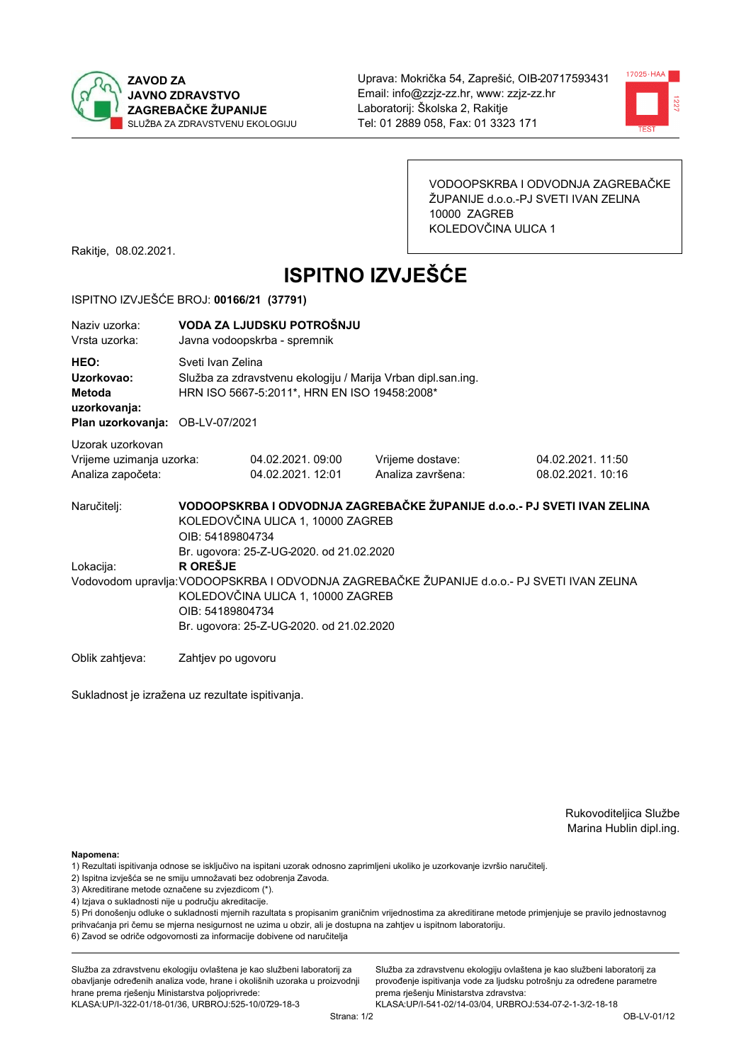**ZAVOD ZA JAVNO ZDRAVSTVO ZAGREBAČKE ŽUPANIJE**
SLUŽBA ZA ZDRAVSTVENU EKOLOGIJU

Uprava: Mokrička 54, Zaprešić, OIB-20717593431
Email: info@zzjz-zz.hr, www: zzjz-zz.hr
Laboratorij: Školska 2, Rakitje
Tel: 01 2889 058, Fax: 01 3323 171

VODOOPSKRBA I ODVODNJA ZAGREBAČKE ŽUPANIJE d.o.o.-PJ SVETI IVAN ZELINA
10000 ZAGREB
KOLEDOVČINA ULICA 1

Rakitje, 08.02.2021.

# ISPITNO IZVJEŠĆE

ISPITNO IZVJEŠĆE BROJ: **00166/21 (37791)**

Naziv uzorka: **VODA ZA LJUDSKU POTROŠNJU**
Vrsta uzorka: Javna vodoopskrba - spremnik

**HEO:** Sveti Ivan Zelina
**Uzorkovao:** Služba za zdravstvenu ekologiju / Marija Vrban dipl.san.ing.
**Metoda uzorkovanja:** HRN ISO 5667-5:2011*, HRN EN ISO 19458:2008*
**Plan uzorkovanja:** OB-LV-07/2021

Uzorak uzorkovan

| Vrijeme uzimanja uzorka: | 04.02.2021. 09:00 | Vrijeme dostave: | 04.02.2021. 11:50 |
|---|---|---|---|
| Analiza započeta: | 04.02.2021. 12:01 | Analiza završena: | 08.02.2021. 10:16 |

Naručitelj: **VODOOPSKRBA I ODVODNJA ZAGREBAČKE ŽUPANIJE d.o.o.- PJ SVETI IVAN ZELINA**
KOLEDOVČINA ULICA 1, 10000 ZAGREB
OIB: 54189804734
Br. ugovora: 25-Z-UG-2020. od 21.02.2020

Lokacija: **R OREŠJE**

Vodovodom upravlja: VODOOPSKRBA I ODVODNJA ZAGREBAČKE ŽUPANIJE d.o.o.- PJ SVETI IVAN ZELINA
KOLEDOVČINA ULICA 1, 10000 ZAGREB
OIB: 54189804734
Br. ugovora: 25-Z-UG-2020. od 21.02.2020

Oblik zahtjeva: Zahtjev po ugovoru

Sukladnost je izražena uz rezultate ispitivanja.

Rukoviditeljica Službe
Marina Hublin dipl.ing.

**Napomena:**
1) Rezultati ispitivanja odnose se isključivo na ispitani uzorak odnosno zaprimljeni ukoliko je uzorkovanje izvršio naručitelj.
2) Ispitna izvješća se ne smiju umnožavati bez odobrenja Zavoda.
3) Akreditirane metode označene su zvjezdicom (*).
4) Izjava o sukladnosti nije u području akreditacije.
5) Pri donošenju odluke o sukladnosti mjernih razultata s propisanim graničnim vrijednostima za akreditirane metode primjenjuje se pravilo jednostavnog prihvaćanja pri čemu se mjerna nesigurnost ne uzima u obzir, ali je dostupna na zahtjev u ispitnom laboratoriju.
6) Zavod se odriče odgovornosti za informacije dobivene od naručitelja

Služba za zdravstvenu ekologiju ovlaštena je kao službeni laboratorij za obavljanje određenih analiza vode, hrane i okolišnih uzoraka u proizvodnji hrane prema rješenju Ministarstva poljoprivrede:
KLASA:UP/I-322-01/18-01/36, URBROJ:525-10/0729-18-3

Služba za zdravstvenu ekologiju ovlaštena je kao službeni laboratorij za provođenje ispitivanja vode za ljudsku potrošnju za određene parametre prema rješenju Ministarstva zdravstva:
KLASA:UP/I-541-02/14-03/04, URBROJ:534-07-2-1-3/2-18-18

OB-LV-01/12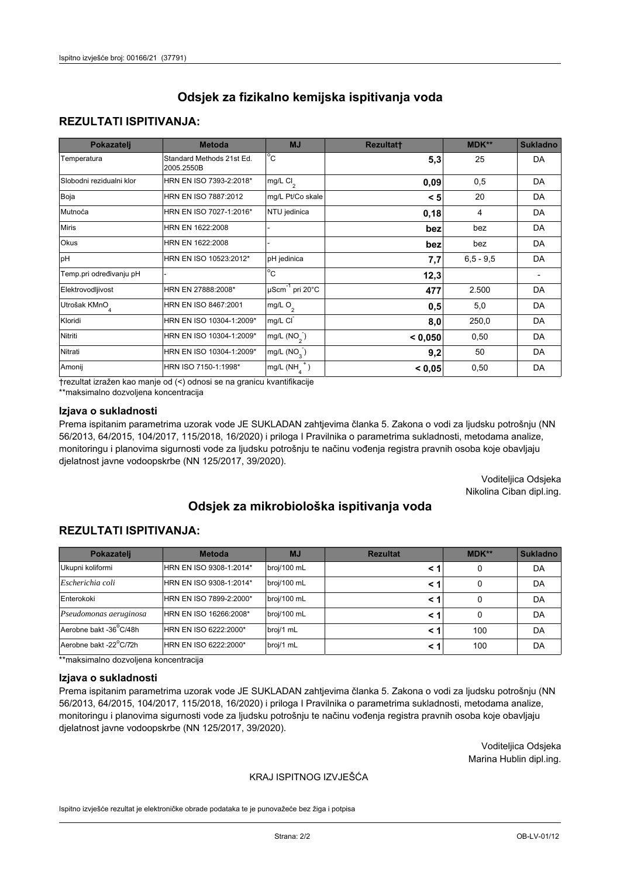# Odsjek za fizikalno kemijska ispitivanja voda

## REZULTATI ISPITIVANJA:

| Pokazatelj | Metoda | MJ | Rezultat† | MDK** | Sukladno |
|---|---|---|---|---|---|
| Temperatura | Standard Methods 21st Ed. 2005.2550B | °C | **5,3** | 25 | DA |
| Slobodni rezidualni klor | HRN EN ISO 7393-2:2018* | mg/L $Cl_2$ | **0,09** | 0,5 | DA |
| Boja | HRN EN ISO 7887:2012 | mg/L Pt/Co skale | **< 5** | 20 | DA |
| Mutnoća | HRN EN ISO 7027-1:2016* | NTU jedinica | **0,18** | 4 | DA |
| Miris | HRN EN 1622:2008 | - | **bez** | bez | DA |
| Okus | HRN EN 1622:2008 | - | **bez** | bez | DA |
| pH | HRN EN ISO 10523:2012* | pH jedinica | **7,7** | 6,5 - 9,5 | DA |
| Temp.pri određivanju pH | - | °C | **12,3** | | - |
| Elektrovodljivost | HRN EN 27888:2008* | $\mu Scm^{-1}$ pri 20°C | **477** | 2.500 | DA |
| Utrošak $KMnO_4$ | HRN EN ISO 8467:2001 | mg/L $O_2$ | **0,5** | 5,0 | DA |
| Kloridi | HRN EN ISO 10304-1:2009* | mg/L $Cl^-$ | **8,0** | 250,0 | DA |
| Nitriti | HRN EN ISO 10304-1:2009* | mg/L ($NO_2^-$) | **< 0,050** | 0,50 | DA |
| Nitrati | HRN EN ISO 10304-1:2009* | mg/L ($NO_3^-$) | **9,2** | 50 | DA |
| Amonij | HRN ISO 7150-1:1998* | mg/L ($NH_4^+$) | **< 0,05** | 0,50 | DA |

†rezultat izražen kao manje od (<) odnosi se na granicu kvantifikacije

**maksimalno dozvoljena koncentracija

### Izjava o sukladnosti

Prema ispitanim parametrima uzorak vode JE SUKLADAN zahtjevima članka 5. Zakona o vodi za ljudsku potrošnju (NN 56/2013, 64/2015, 104/2017, 115/2018, 16/2020) i priloga I Pravilnika o parametrima sukladnosti, metodama analize, monitoringu i planovima sigurnosti vode za ljudsku potrošnju te načinu vođenja registra pravnih osoba koje obavljaju djelatnost javne vodoopskrbe (NN 125/2017, 39/2020).

Voditeljica Odsjeka
Nikolina Ciban dipl.ing.

# Odsjek za mikrobiološka ispitivanja voda

## REZULTATI ISPITIVANJA:

| Pokazatelj | Metoda | MJ | Rezultat | MDK** | Sukladno |
|---|---|---|---|---|---|
| Ukupni koliformi | HRN EN ISO 9308-1:2014* | broj/100 mL | **< 1** | 0 | DA |
| *Escherichia coli* | HRN EN ISO 9308-1:2014* | broj/100 mL | **< 1** | 0 | DA |
| Enterokoki | HRN EN ISO 7899-2:2000* | broj/100 mL | **< 1** | 0 | DA |
| *Pseudomonas aeruginosa* | HRN EN ISO 16266:2008* | broj/100 mL | **< 1** | 0 | DA |
| Aerobne bakt -36°C/48h | HRN EN ISO 6222:2000* | broj/1 mL | **< 1** | 100 | DA |
| Aerobne bakt -22°C/72h | HRN EN ISO 6222:2000* | broj/1 mL | **< 1** | 100 | DA |

**maksimalno dozvoljena koncentracija

### Izjava o sukladnosti

Prema ispitanim parametrima uzorak vode JE SUKLADAN zahtjevima članka 5. Zakona o vodi za ljudsku potrošnju (NN 56/2013, 64/2015, 104/2017, 115/2018, 16/2020) i priloga I Pravilnika o parametrima sukladnosti, metodama analize, monitoringu i planovima sigurnosti vode za ljudsku potrošnju te načinu vođenja registra pravnih osoba koje obavljaju djelatnost javne vodoopskrbe (NN 125/2017, 39/2020).

Voditeljica Odsjeka
Marina Hublin dipl.ing.

KRAJ ISPITNOG IZVJEŠĆA

Ispitno izvješće rezultat je elektroničke obrade podataka te je punovažeće bez žiga i potpisa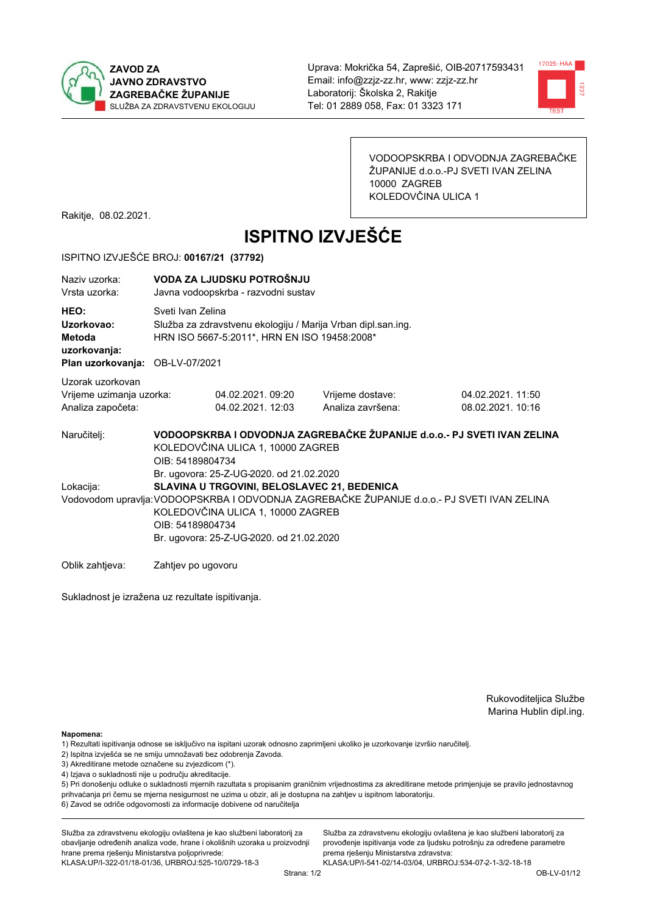**ZAVOD ZA JAVNO ZDRAVSTVO ZAGREBAČKE ŽUPANIJE**
SLUŽBA ZA ZDRAVSTVENU EKOLOGIJU

Uprava: Mokrička 54, Zaprešić, OIB-20717593431
Email: info@zzjz-zz.hr, www: zzjz-zz.hr
Laboratorij: Školska 2, Rakitje
Tel: 01 2889 058, Fax: 01 3323 171

VODOOPSKRBA I ODVODNJA ZAGREBAČKE ŽUPANIJE d.o.o.-PJ SVETI IVAN ZELINA
10000 ZAGREB
KOLEDOVČINA ULICA 1

Rakitje, 08.02.2021.

# ISPITNO IZVJEŠĆE

ISPITNO IZVJEŠĆE BROJ: **00167/21 (37792)**

| | |
|---|---|
| Naziv uzorka: | **VODA ZA LJUDSKU POTROŠNJU** |
| Vrsta uzorka: | Javna vodoopskrba - razvodni sustav |
| **HEO:** | Sveti Ivan Zelina |
| **Uzorkovao:** | Služba za zdravstvenu ekologiju / Marija Vrban dipl.san.ing. |
| **Metoda uzorkovanja:** | HRN ISO 5667-5:2011*, HRN EN ISO 19458:2008* |
| **Plan uzorkovanja:** | OB-LV-07/2021 |

Uzorak uzorkovan

| | | | |
|---|---|---|---|
| Vrijeme uzimanja uzorka: | 04.02.2021. 09:20 | Vrijeme dostave: | 04.02.2021. 11:50 |
| Analiza započeta: | 04.02.2021. 12:03 | Analiza završena: | 08.02.2021. 10:16 |

Naručitelj: **VODOOPSKRBA I ODVODNJA ZAGREBAČKE ŽUPANIJE d.o.o.- PJ SVETI IVAN ZELINA**
KOLEDOVČINA ULICA 1, 10000 ZAGREB
OIB: 54189804734
Br. ugovora: 25-Z-UG-2020. od 21.02.2020

Lokacija: **SLAVINA U TRGOVINI, BELOSLAVEC 21, BEDENICA**

Vodovodom upravlja: VODOOPSKRBA I ODVODNJA ZAGREBAČKE ŽUPANIJE d.o.o.- PJ SVETI IVAN ZELINA
KOLEDOVČINA ULICA 1, 10000 ZAGREB
OIB: 54189804734
Br. ugovora: 25-Z-UG-2020. od 21.02.2020

Oblik zahtjeva: Zahtjev po ugovoru

Sukladnost je izražena uz rezultate ispitivanja.

Rukovoditeljica Službe
Marina Hublin dipl.ing.

**Napomena:**
1) Rezultati ispitivanja odnose se isključivo na ispitani uzorak odnosno zaprimljeni ukoliko je uzorkovanje izvršio naručitelj.
2) Ispitna izvješća se ne smiju umnožavati bez odobrenja Zavoda.
3) Akreditirane metode označene su zvjezdicom (*).
4) Izjava o sukladnosti nije u području akreditacije.
5) Pri donošenju odluke o sukladnosti mjernih razultata s propisanim graničnim vrijednostima za akreditirane metode primjenjuje se pravilo jednostavnog prihvaćanja pri čemu se mjerna nesigurnost ne uzima u obzir, ali je dostupna na zahtjev u ispitnom laboratoriju.
6) Zavod se odriče odgovornosti za informacije dobivene od naručitelja

Služba za zdravstvenu ekologiju ovlaštena je kao službeni laboratorij za obavljanje određenih analiza vode, hrane i okolišnih uzoraka u proizvodnji hrane prema rješenju Ministarstva poljoprivrede:
KLASA:UP/I-322-01/18-01/36, URBROJ:525-10/0729-18-3

Služba za zdravstvenu ekologiju ovlaštena je kao službeni laboratorij za provođenje ispitivanja vode za ljudsku potrošnju za određene parametre prema rješenju Ministarstva zdravstva:
KLASA:UP/I-541-02/14-03/04, URBROJ:534-07-2-1-3/2-18-18

OB-LV-01/12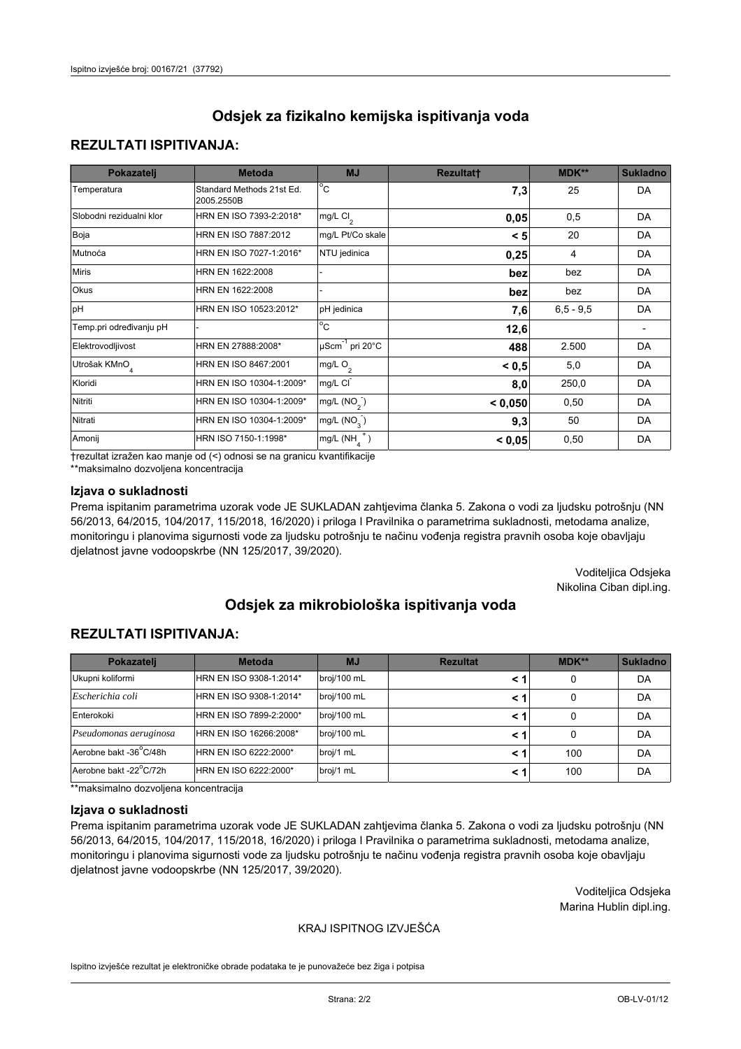# Odsjek za fizikalno kemijska ispitivanja voda

## REZULTATI ISPITIVANJA:

| Pokazatelj | Metoda | MJ | Rezultat† | MDK** | Sukladno |
|---|---|---|---|---|---|
| Temperatura | Standard Methods 21st Ed. 2005.2550B | °C | **7,3** | 25 | DA |
| Slobodni rezidualni klor | HRN EN ISO 7393-2:2018* | mg/L $Cl_2$ | **0,05** | 0,5 | DA |
| Boja | HRN EN ISO 7887:2012 | mg/L Pt/Co skale | **< 5** | 20 | DA |
| Mutnoća | HRN EN ISO 7027-1:2016* | NTU jedinica | **0,25** | 4 | DA |
| Miris | HRN EN 1622:2008 | - | **bez** | bez | DA |
| Okus | HRN EN 1622:2008 | - | **bez** | bez | DA |
| pH | HRN EN ISO 10523:2012* | pH jedinica | **7,6** | 6,5 - 9,5 | DA |
| Temp.pri određivanju pH | - | °C | **12,6** | | - |
| Elektrovodljivost | HRN EN 27888:2008* | $\mu Scm^{-1}$ pri 20°C | **488** | 2.500 | DA |
| Utrošak $KMnO_4$ | HRN EN ISO 8467:2001 | mg/L $O_2$ | **< 0,5** | 5,0 | DA |
| Kloridi | HRN EN ISO 10304-1:2009* | mg/L $Cl^-$ | **8,0** | 250,0 | DA |
| Nitriti | HRN EN ISO 10304-1:2009* | mg/L ($NO_2^-$) | **< 0,050** | 0,50 | DA |
| Nitrati | HRN EN ISO 10304-1:2009* | mg/L ($NO_3^-$) | **9,3** | 50 | DA |
| Amonij | HRN ISO 7150-1:1998* | mg/L ($NH_4^+$) | **< 0,05** | 0,50 | DA |

†rezultat izražen kao manje od (<) odnosi se na granicu kvantifikacije

**maksimalno dozvoljena koncentracija

### Izjava o sukladnosti

Prema ispitanim parametrima uzorak vode JE SUKLADAN zahtjevima članka 5. Zakona o vodi za ljudsku potrošnju (NN 56/2013, 64/2015, 104/2017, 115/2018, 16/2020) i priloga I Pravilnika o parametrima sukladnosti, metodama analize, monitoringu i planovima sigurnosti vode za ljudsku potrošnju te načinu vođenja registra pravnih osoba koje obavljaju djelatnost javne vodoopskrbe (NN 125/2017, 39/2020).

Voditeljica Odsjeka
Nikolina Ciban dipl.ing.

# Odsjek za mikrobiološka ispitivanja voda

## REZULTATI ISPITIVANJA:

| Pokazatelj | Metoda | MJ | Rezultat | MDK** | Sukladno |
|---|---|---|---|---|---|
| Ukupni koliformi | HRN EN ISO 9308-1:2014* | broj/100 mL | **< 1** | 0 | DA |
| *Escherichia coli* | HRN EN ISO 9308-1:2014* | broj/100 mL | **< 1** | 0 | DA |
| Enterokoki | HRN EN ISO 7899-2:2000* | broj/100 mL | **< 1** | 0 | DA |
| *Pseudomonas aeruginosa* | HRN EN ISO 16266:2008* | broj/100 mL | **< 1** | 0 | DA |
| Aerobne bakt -36°C/48h | HRN EN ISO 6222:2000* | broj/1 mL | **< 1** | 100 | DA |
| Aerobne bakt -22°C/72h | HRN EN ISO 6222:2000* | broj/1 mL | **< 1** | 100 | DA |

**maksimalno dozvoljena koncentracija

### Izjava o sukladnosti

Prema ispitanim parametrima uzorak vode JE SUKLADAN zahtjevima članka 5. Zakona o vodi za ljudsku potrošnju (NN 56/2013, 64/2015, 104/2017, 115/2018, 16/2020) i priloga I Pravilnika o parametrima sukladnosti, metodama analize, monitoringu i planovima sigurnosti vode za ljudsku potrošnju te načinu vođenja registra pravnih osoba koje obavljaju djelatnost javne vodoopskrbe (NN 125/2017, 39/2020).

Voditeljica Odsjeka
Marina Hublin dipl.ing.

KRAJ ISPITNOG IZVJEŠĆA

Ispitno izvješće rezultat je elektroničke obrade podataka te je punovažeće bez žiga i potpisa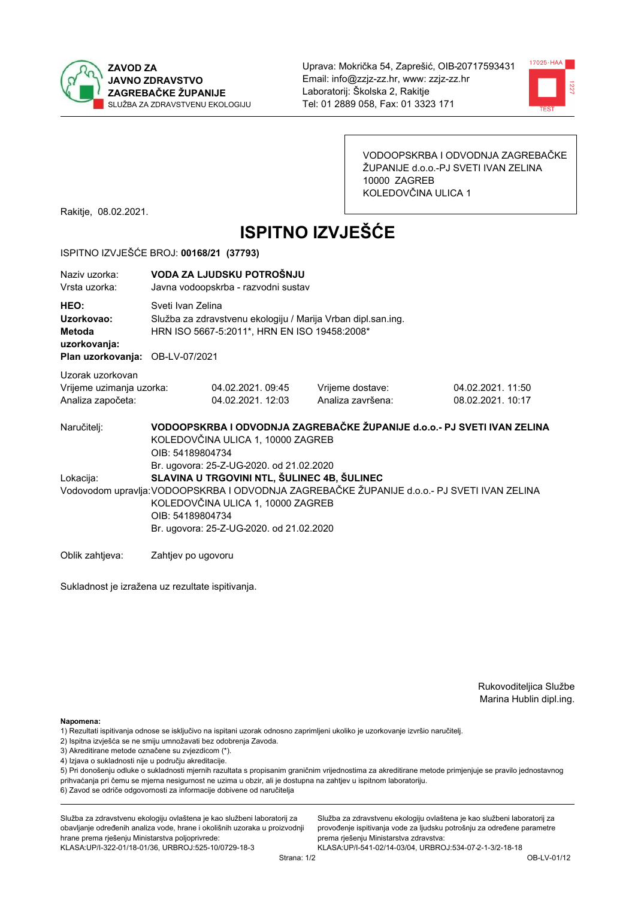**ZAVOD ZA JAVNO ZDRAVSTVO ZAGREBAČKE ŽUPANIJE**
SLUŽBA ZA ZDRAVSTVENU EKOLOGIJU

Uprava: Mokrička 54, Zaprešić, OIB-20717593431
Email: info@zzjz-zz.hr, www: zzjz-zz.hr
Laboratorij: Školska 2, Rakitje
Tel: 01 2889 058, Fax: 01 3323 171

VODOOPSKRBA I ODVODNJA ZAGREBAČKE ŽUPANIJE d.o.o.-PJ SVETI IVAN ZELINA
10000 ZAGREB
KOLEDOVČINA ULICA 1

Rakitje, 08.02.2021.

# ISPITNO IZVJEŠĆE

ISPITNO IZVJEŠĆE BROJ: **00168/21 (37793)**

Naziv uzorka: **VODA ZA LJUDSKU POTROŠNJU**
Vrsta uzorka: Javna vodoopskrba - razvodni sustav

**HEO:** Sveti Ivan Zelina
**Uzorkovao:** Služba za zdravstvenu ekologiju / Marija Vrban dipl.san.ing.
**Metoda uzorkovanja:** HRN ISO 5667-5:2011*, HRN EN ISO 19458:2008*
**Plan uzorkovanja:** OB-LV-07/2021

Uzorak uzorkovan

| Vrijeme uzimanja uzorka: | 04.02.2021. 09:45 | Vrijeme dostave: | 04.02.2021. 11:50 |
|---|---|---|---|
| Analiza započeta: | 04.02.2021. 12:03 | Analiza završena: | 08.02.2021. 10:17 |

Naručitelj: **VODOOPSKRBA I ODVODNJA ZAGREBAČKE ŽUPANIJE d.o.o.- PJ SVETI IVAN ZELINA**
KOLEDOVČINA ULICA 1, 10000 ZAGREB
OIB: 54189804734
Br. ugovora: 25-Z-UG-2020. od 21.02.2020

Lokacija: **SLAVINA U TRGOVINI NTL, ŠULINEC 4B, ŠULINEC**

Vodovodom upravlja: VODOOPSKRBA I ODVODNJA ZAGREBAČKE ŽUPANIJE d.o.o.- PJ SVETI IVAN ZELINA
KOLEDOVČINA ULICA 1, 10000 ZAGREB
OIB: 54189804734
Br. ugovora: 25-Z-UG-2020. od 21.02.2020

Oblik zahtjeva: Zahtjev po ugovoru

Sukladnost je izražena uz rezultate ispitivanja.

Rukovoditeljica Službe
Marina Hublin dipl.ing.

**Napomena:**
1) Rezultati ispitivanja odnose se isključivo na ispitani uzorak odnosno zaprimljeni ukoliko je uzorkovanje izvršio naručitelj.
2) Ispitna izvješća se ne smiju umnožavati bez odobrenja Zavoda.
3) Akreditirane metode označene su zvjezdicom (*).
4) Izjava o sukladnosti nije u području akreditacije.
5) Pri donošenju odluke o sukladnosti mjernih razultata s propisanim graničnim vrijednostima za akreditirane metode primjenjuje se pravilo jednostavnog prihvaćanja pri čemu se mjerna nesigurnost ne uzima u obzir, ali je dostupna na zahtjev u ispitnom laboratoriju.
6) Zavod se odriče odgovornosti za informacije dobivene od naručitelja

Služba za zdravstvenu ekologiju ovlaštena je kao službeni laboratorij za obavljanje određenih analiza vode, hrane i okolišnih uzoraka u proizvodnji hrane prema rješenju Ministarstva poljoprivrede:
KLASA:UP/I-322-01/18-01/36, URBROJ:525-10/0729-18-3

Služba za zdravstvenu ekologiju ovlaštena je kao službeni laboratorij za provođenje ispitivanja vode za ljudsku potrošnju za određene parametre prema rješenju Ministarstva zdravstva:
KLASA:UP/I-541-02/14-03/04, URBROJ:534-07-2-1-3/2-18-18

OB-LV-01/12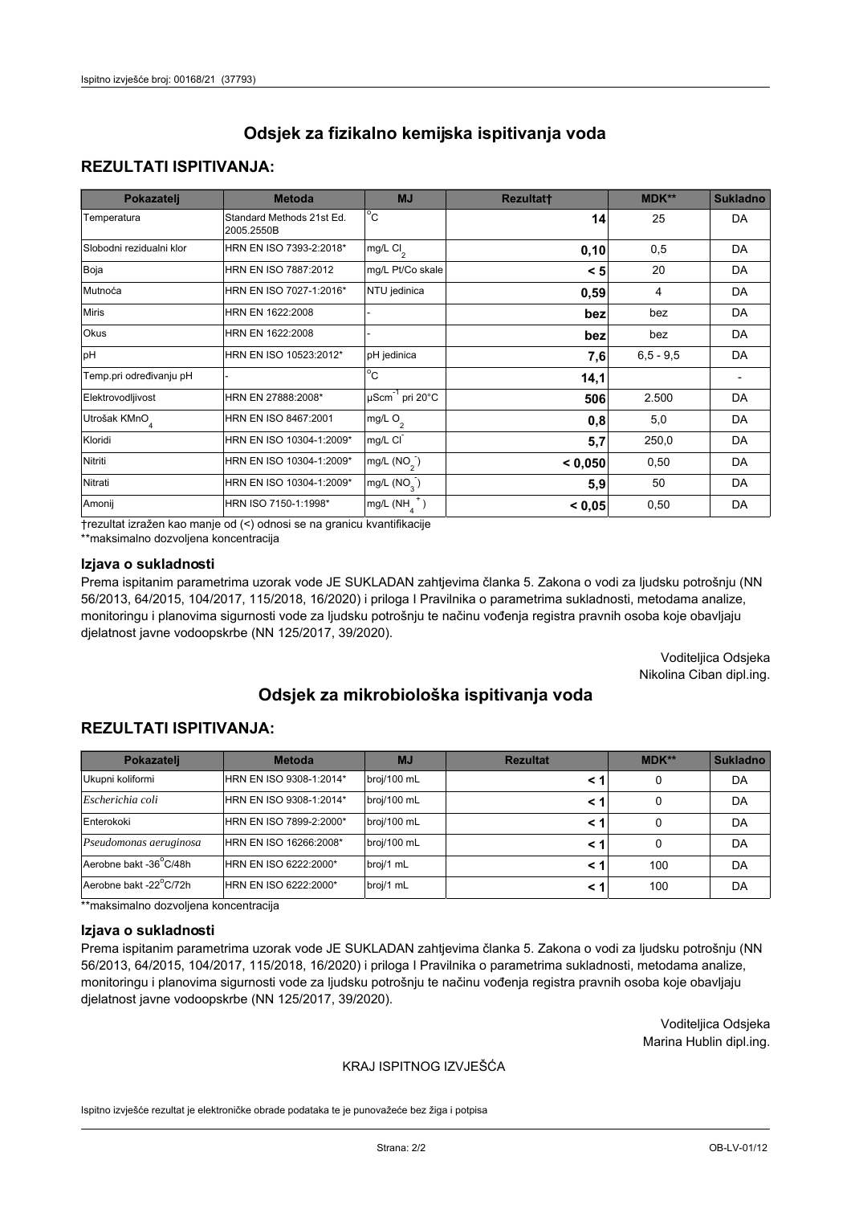## Odsjek za fizikalno kemijska ispitivanja voda

### REZULTATI ISPITIVANJA:

| Pokazatelj | Metoda | MJ | Rezultat† | MDK** | Sukladno |
|---|---|---|---|---|---|
| Temperatura | Standard Methods 21st Ed. 2005.2550B | °C | **14** | 25 | DA |
| Slobodni rezidualni klor | HRN EN ISO 7393-2:2018* | mg/L $Cl_2$ | **0,10** | 0,5 | DA |
| Boja | HRN EN ISO 7887:2012 | mg/L Pt/Co skale | **< 5** | 20 | DA |
| Mutnoća | HRN EN ISO 7027-1:2016* | NTU jedinica | **0,59** | 4 | DA |
| Miris | HRN EN 1622:2008 | - | **bez** | bez | DA |
| Okus | HRN EN 1622:2008 | - | **bez** | bez | DA |
| pH | HRN EN ISO 10523:2012* | pH jedinica | **7,6** | 6,5 - 9,5 | DA |
| Temp.pri određivanju pH | - | °C | **14,1** | | - |
| Elektrovodljivost | HRN EN 27888:2008* | $\mu Scm^{-1}$ pri 20°C | **506** | 2.500 | DA |
| Utrošak $KMnO_4$ | HRN EN ISO 8467:2001 | mg/L $O_2$ | **0,8** | 5,0 | DA |
| Kloridi | HRN EN ISO 10304-1:2009* | mg/L $Cl^-$ | **5,7** | 250,0 | DA |
| Nitriti | HRN EN ISO 10304-1:2009* | mg/L ($NO_2^-$) | **< 0,050** | 0,50 | DA |
| Nitrati | HRN EN ISO 10304-1:2009* | mg/L ($NO_3^-$) | **5,9** | 50 | DA |
| Amonij | HRN ISO 7150-1:1998* | mg/L ($NH_4^+$) | **< 0,05** | 0,50 | DA |

†rezultat izražen kao manje od (<) odnosi se na granicu kvantifikacije

**maksimalno dozvoljena koncentracija

#### Izjava o sukladnosti

Prema ispitanim parametrima uzorak vode JE SUKLADAN zahtjevima članka 5. Zakona o vodi za ljudsku potrošnju (NN 56/2013, 64/2015, 104/2017, 115/2018, 16/2020) i priloga I Pravilnika o parametrima sukladnosti, metodama analize, monitoringu i planovima sigurnosti vode za ljudsku potrošnju te načinu vođenja registra pravnih osoba koje obavljaju djelatnost javne vodoopskrbe (NN 125/2017, 39/2020).

Voditeljica Odsjeka
Nikolina Ciban dipl.ing.

## Odsjek za mikrobiološka ispitivanja voda

### REZULTATI ISPITIVANJA:

| Pokazatelj | Metoda | MJ | Rezultat | MDK** | Sukladno |
|---|---|---|---|---|---|
| Ukupni koliformi | HRN EN ISO 9308-1:2014* | broj/100 mL | **< 1** | 0 | DA |
| *Escherichia coli* | HRN EN ISO 9308-1:2014* | broj/100 mL | **< 1** | 0 | DA |
| Enterokoki | HRN EN ISO 7899-2:2000* | broj/100 mL | **< 1** | 0 | DA |
| *Pseudomonas aeruginosa* | HRN EN ISO 16266:2008* | broj/100 mL | **< 1** | 0 | DA |
| Aerobne bakt -36°C/48h | HRN EN ISO 6222:2000* | broj/1 mL | **< 1** | 100 | DA |
| Aerobne bakt -22°C/72h | HRN EN ISO 6222:2000* | broj/1 mL | **< 1** | 100 | DA |

**maksimalno dozvoljena koncentracija

#### Izjava o sukladnosti

Prema ispitanim parametrima uzorak vode JE SUKLADAN zahtjevima članka 5. Zakona o vodi za ljudsku potrošnju (NN 56/2013, 64/2015, 104/2017, 115/2018, 16/2020) i priloga I Pravilnika o parametrima sukladnosti, metodama analize, monitoringu i planovima sigurnosti vode za ljudsku potrošnju te načinu vođenja registra pravnih osoba koje obavljaju djelatnost javne vodoopskrbe (NN 125/2017, 39/2020).

Voditeljica Odsjeka
Marina Hublin dipl.ing.

KRAJ ISPITNOG IZVJEŠĆA

Ispitno izvješće rezultat je elektroničke obrade podataka te je punovažeće bez žiga i potpisa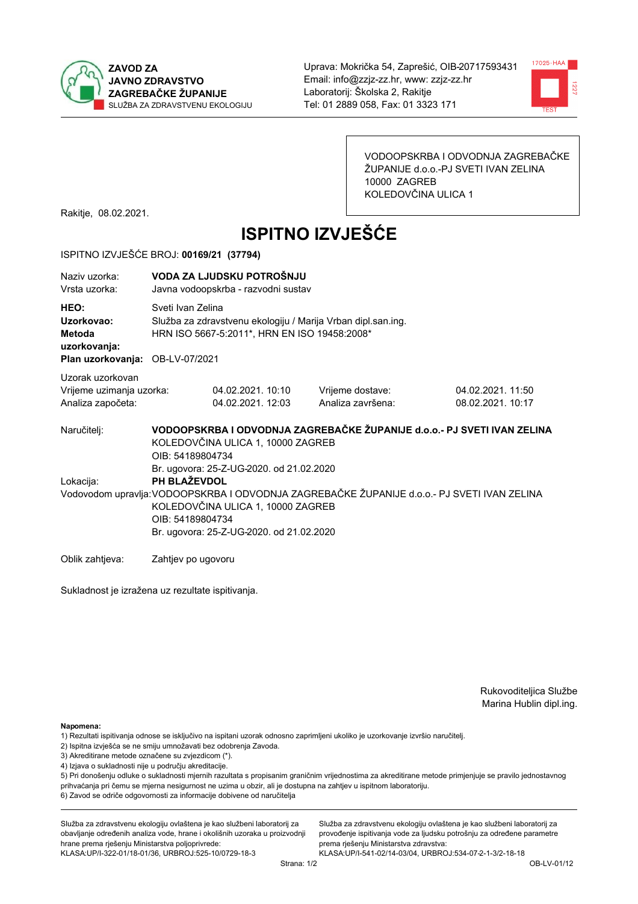ZAVOD ZA JAVNO ZDRAVSTVO ZAGREBAČKE ŽUPANIJE
SLUŽBA ZA ZDRAVSTVENU EKOLOGIJU

Uprava: Mokrička 54, Zaprešić, OIB-20717593431
Email: info@zzjz-zz.hr, www: zzjz-zz.hr
Laboratorij: Školska 2, Rakitje
Tel: 01 2889 058, Fax: 01 3323 171

VODOOPSKRBA I ODVODNJA ZAGREBAČKE ŽUPANIJE d.o.o.-PJ SVETI IVAN ZELINA
10000 ZAGREB
KOLEDOVČINA ULICA 1

Rakitje, 08.02.2021.

# ISPITNO IZVJEŠĆE

ISPITNO IZVJEŠĆE BROJ: **00169/21 (37794)**

| | |
|---|---|
| Naziv uzorka: | **VODA ZA LJUDSKU POTROŠNJU** |
| Vrsta uzorka: | Javna vodoopskrba - razvodni sustav |
| **HEO:** | Sveti Ivan Zelina |
| **Uzorkovao:** | Služba za zdravstvenu ekologiju / Marija Vrban dipl.san.ing. |
| **Metoda uzorkovanja:** | HRN ISO 5667-5:2011*, HRN EN ISO 19458:2008* |
| **Plan uzorkovanja:** | OB-LV-07/2021 |

Uzorak uzorkovan

| | | | |
|---|---|---|---|
| Vrijeme uzimanja uzorka: | 04.02.2021. 10:10 | Vrijeme dostave: | 04.02.2021. 11:50 |
| Analiza započeta: | 04.02.2021. 12:03 | Analiza završena: | 08.02.2021. 10:17 |

Naručitelj: **VODOOPSKRBA I ODVODNJA ZAGREBAČKE ŽUPANIJE d.o.o.- PJ SVETI IVAN ZELINA**
KOLEDOVČINA ULICA 1, 10000 ZAGREB
OIB: 54189804734
Br. ugovora: 25-Z-UG-2020. od 21.02.2020

Lokacija: **PH BLAŽEVDOL**

Vodovodom upravlja: VODOOPSKRBA I ODVODNJA ZAGREBAČKE ŽUPANIJE d.o.o.- PJ SVETI IVAN ZELINA
KOLEDOVČINA ULICA 1, 10000 ZAGREB
OIB: 54189804734
Br. ugovora: 25-Z-UG-2020. od 21.02.2020

Oblik zahtjeva: Zahtjev po ugovoru

Sukladnost je izražena uz rezultate ispitivanja.

Rukoviditeljica Službe
Marina Hublin dipl.ing.

**Napomena:**
1) Rezultati ispitivanja odnose se isključivo na ispitani uzorak odnosno zaprimljeni ukoliko je uzorkovanje izvršio naručitelj.
2) Ispitna izvješća se ne smiju umnožavati bez odobrenja Zavoda.
3) Akreditirane metode označene su zvjezdicom (*).
4) Izjava o sukladnosti nije u području akreditacije.
5) Pri donošenju odluke o sukladnosti mjernih razultata s propisanim graničnim vrijednostima za akreditirane metode primjenjuje se pravilo jednostavnog prihvaćanja pri čemu se mjerna nesigurnost ne uzima u obzir, ali je dostupna na zahtjev u ispitnom laboratoriju.
6) Zavod se odriče odgovornosti za informacije dobivene od naručitelja

Služba za zdravstvenu ekologiju ovlaštena je kao službeni laboratorij za obavljanje određenih analiza vode, hrane i okolišnih uzoraka u proizvodnji hrane prema rješenju Ministarstva poljoprivrede:
KLASA:UP/I-322-01/18-01/36, URBROJ:525-10/0729-18-3

Služba za zdravstvenu ekologiju ovlaštena je kao službeni laboratorij za provođenje ispitivanja vode za ljudsku potrošnju za određene parametre prema rješenju Ministarstva zdravstva:
KLASA:UP/I-541-02/14-03/04, URBROJ:534-07-2-1-3/2-18-18

OB-LV-01/12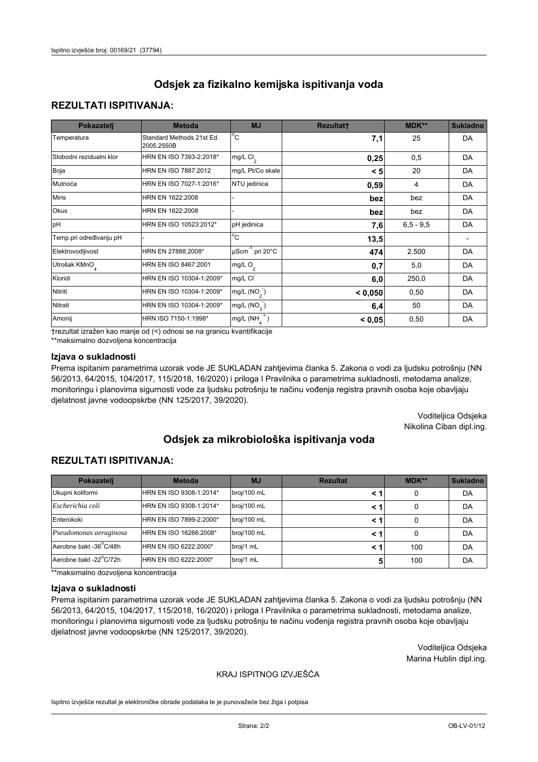# Odsjek za fizikalno kemijska ispitivanja voda

## REZULTATI ISPITIVANJA:

| Pokazatelj | Metoda | MJ | Rezultat† | MDK** | Sukladno |
|---|---|---|---|---|---|
| Temperatura | Standard Methods 21st Ed. 2005.2550B | °C | **7,1** | 25 | DA |
| Slobodni rezidualni klor | HRN EN ISO 7393-2:2018* | mg/L $Cl_2$ | **0,25** | 0,5 | DA |
| Boja | HRN EN ISO 7887:2012 | mg/L Pt/Co skale | **< 5** | 20 | DA |
| Mutnoća | HRN EN ISO 7027-1:2016* | NTU jedinica | **0,59** | 4 | DA |
| Miris | HRN EN 1622:2008 | - | **bez** | bez | DA |
| Okus | HRN EN 1622:2008 | - | **bez** | bez | DA |
| pH | HRN EN ISO 10523:2012* | pH jedinica | **7,6** | 6,5 - 9,5 | DA |
| Temp.pri određivanju pH | - | °C | **13,5** | | - |
| Elektrovodljivost | HRN EN 27888:2008* | $\mu Scm^{-1}$ pri 20°C | **474** | 2.500 | DA |
| Utrošak $KMnO_4$ | HRN EN ISO 8467:2001 | mg/L $O_2$ | **0,7** | 5,0 | DA |
| Kloridi | HRN EN ISO 10304-1:2009* | mg/L $Cl^-$ | **6,0** | 250,0 | DA |
| Nitriti | HRN EN ISO 10304-1:2009* | mg/L ($NO_2^-$) | **< 0,050** | 0,50 | DA |
| Nitrati | HRN EN ISO 10304-1:2009* | mg/L ($NO_3^-$) | **6,4** | 50 | DA |
| Amonij | HRN ISO 7150-1:1998* | mg/L ($NH_4^+$) | **< 0,05** | 0,50 | DA |

†rezultat izražen kao manje od (<) odnosi se na granicu kvantifikacije

**maksimalno dozvoljena koncentracija

### Izjava o sukladnosti

Prema ispitanim parametrima uzorak vode JE SUKLADAN zahtjevima članka 5. Zakona o vodi za ljudsku potrošnju (NN 56/2013, 64/2015, 104/2017, 115/2018, 16/2020) i priloga I Pravilnika o parametrima sukladnosti, metodama analize, monitoringu i planovima sigurnosti vode za ljudsku potrošnju te načinu vođenja registra pravnih osoba koje obavljaju djelatnost javne vodoopskrbe (NN 125/2017, 39/2020).

Voditeljica Odsjeka
Nikolina Ciban dipl.ing.

# Odsjek za mikrobiološka ispitivanja voda

## REZULTATI ISPITIVANJA:

| Pokazatelj | Metoda | MJ | Rezultat | MDK** | Sukladno |
|---|---|---|---|---|---|
| Ukupni koliformi | HRN EN ISO 9308-1:2014* | broj/100 mL | **< 1** | 0 | DA |
| *Escherichia coli* | HRN EN ISO 9308-1:2014* | broj/100 mL | **< 1** | 0 | DA |
| Enterokoki | HRN EN ISO 7899-2:2000* | broj/100 mL | **< 1** | 0 | DA |
| *Pseudomonas aeruginosa* | HRN EN ISO 16266:2008* | broj/100 mL | **< 1** | 0 | DA |
| Aerobne bakt -36°C/48h | HRN EN ISO 6222:2000* | broj/1 mL | **< 1** | 100 | DA |
| Aerobne bakt -22°C/72h | HRN EN ISO 6222:2000* | broj/1 mL | **5** | 100 | DA |

**maksimalno dozvoljena koncentracija

### Izjava o sukladnosti

Prema ispitanim parametrima uzorak vode JE SUKLADAN zahtjevima članka 5. Zakona o vodi za ljudsku potrošnju (NN 56/2013, 64/2015, 104/2017, 115/2018, 16/2020) i priloga I Pravilnika o parametrima sukladnosti, metodama analize, monitoringu i planovima sigurnosti vode za ljudsku potrošnju te načinu vođenja registra pravnih osoba koje obavljaju djelatnost javne vodoopskrbe (NN 125/2017, 39/2020).

Voditeljica Odsjeka
Marina Hublin dipl.ing.

KRAJ ISPITNOG IZVJEŠĆA

Ispitno izvješće rezultat je elektroničke obrade podataka te je punovažeće bez žiga i potpisa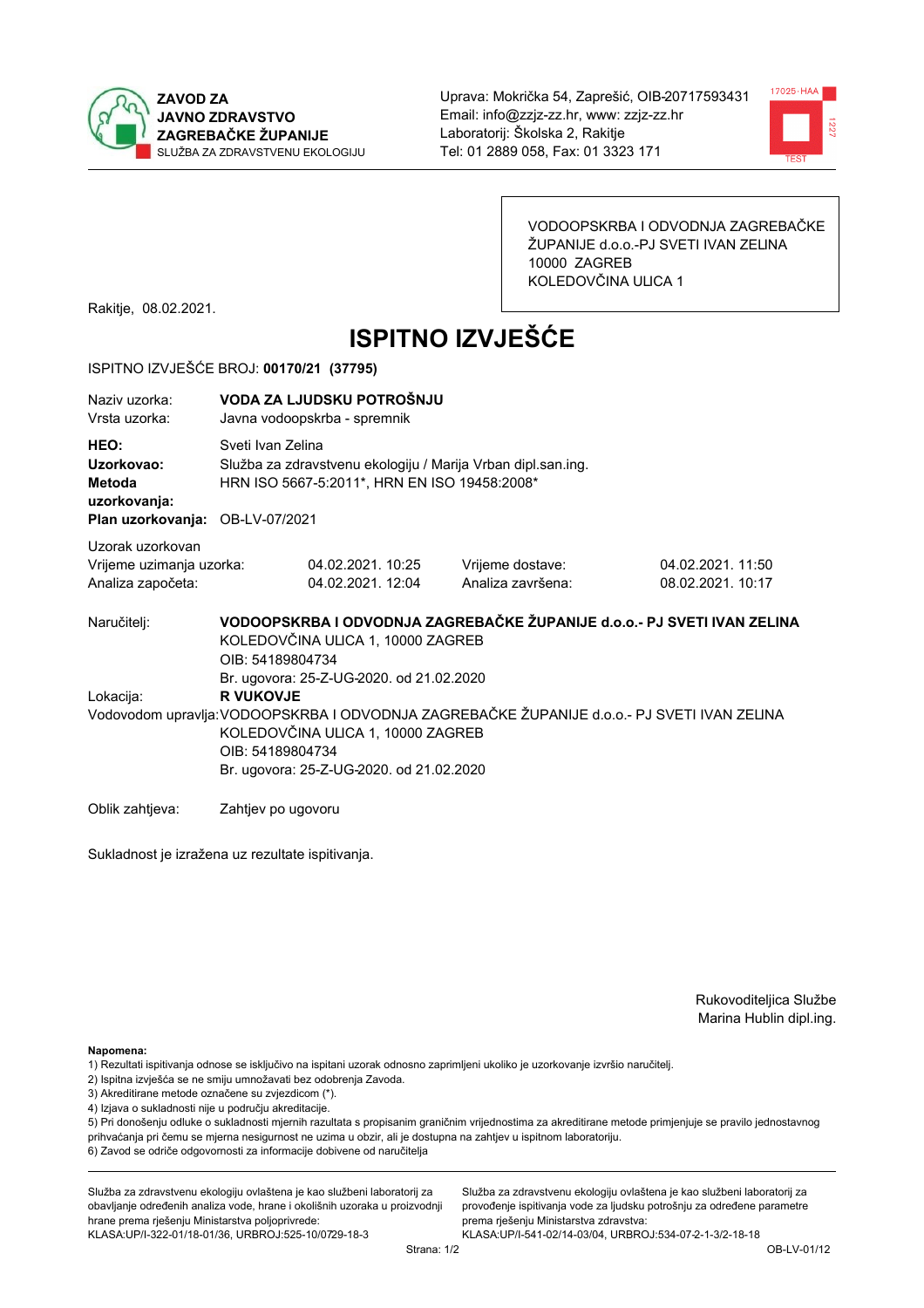**ZAVOD ZA JAVNO ZDRAVSTVO ZAGREBAČKE ŽUPANIJE**
SLUŽBA ZA ZDRAVSTVENU EKOLOGIJU

Uprava: Mokrička 54, Zaprešić, OIB-20717593431
Email: info@zzjz-zz.hr, www: zzjz-zz.hr
Laboratorij: Školska 2, Rakitje
Tel: 01 2889 058, Fax: 01 3323 171

VODOOPSKRBA I ODVODNJA ZAGREBAČKE ŽUPANIJE d.o.o.-PJ SVETI IVAN ZELINA
10000 ZAGREB
KOLEDOVČINA ULICA 1

Rakitje, 08.02.2021.

# ISPITNO IZVJEŠĆE

ISPITNO IZVJEŠĆE BROJ: **00170/21 (37795)**

Naziv uzorka: **VODA ZA LJUDSKU POTROŠNJU**
Vrsta uzorka: Javna vodoopskrba - spremnik

**HEO:** Sveti Ivan Zelina
**Uzorkovao:** Služba za zdravstvenu ekologiju / Marija Vrban dipl.san.ing.
**Metoda uzorkovanja:** HRN ISO 5667-5:2011*, HRN EN ISO 19458:2008*
**Plan uzorkovanja:** OB-LV-07/2021

Uzorak uzorkovan

| | | | |
|---|---|---|---|
| Vrijeme uzimanja uzorka: | 04.02.2021. 10:25 | Vrijeme dostave: | 04.02.2021. 11:50 |
| Analiza započeta: | 04.02.2021. 12:04 | Analiza završena: | 08.02.2021. 10:17 |

Naručitelj: **VODOOPSKRBA I ODVODNJA ZAGREBAČKE ŽUPANIJE d.o.o.- PJ SVETI IVAN ZELINA**
KOLEDOVČINA ULICA 1, 10000 ZAGREB
OIB: 54189804734
Br. ugovora: 25-Z-UG-2020. od 21.02.2020

Lokacija: **R VUKOVJE**

Vodovodom upravlja: VODOOPSKRBA I ODVODNJA ZAGREBAČKE ŽUPANIJE d.o.o.- PJ SVETI IVAN ZELINA
KOLEDOVČINA ULICA 1, 10000 ZAGREB
OIB: 54189804734
Br. ugovora: 25-Z-UG-2020. od 21.02.2020

Oblik zahtjeva: Zahtjev po ugovoru

Sukladnost je izražena uz rezultate ispitivanja.

Rukoviteljica Službe
Marina Hublin dipl.ing.

**Napomena:**
1) Rezultati ispitivanja odnose se isključivo na ispitani uzorak odnosno zaprimljeni ukoliko je uzorkovanje izvršio naručitelj.
2) Ispitna izvješća se ne smiju umnožavati bez odobrenja Zavoda.
3) Akreditirane metode označene su zvjezdicom (*).
4) Izjava o sukladnosti nije u području akreditacije.
5) Pri donošenju odluke o sukladnosti mjernih razultata s propisanim graničnim vrijednostima za akreditirane metode primjenjuje se pravilo jednostavnog prihvaćanja pri čemu se mjerna nesigurnost ne uzima u obzir, ali je dostupna na zahtjev u ispitnom laboratoriju.
6) Zavod se odriče odgovornosti za informacije dobivene od naručitelja

Služba za zdravstvenu ekologiju ovlaštena je kao službeni laboratorij za obavljanje određenih analiza vode, hrane i okolišnih uzoraka u proizvodnji hrane prema rješenju Ministarstva poljoprivrede:
KLASA:UP/I-322-01/18-01/36, URBROJ:525-10/0729-18-3

Služba za zdravstvenu ekologiju ovlaštena je kao službeni laboratorij za provođenje ispitivanja vode za ljudsku potrošnju za određene parametre prema rješenju Ministarstva zdravstva:
KLASA:UP/I-541-02/14-03/04, URBROJ:534-07-2-1-3/2-18-18

OB-LV-01/12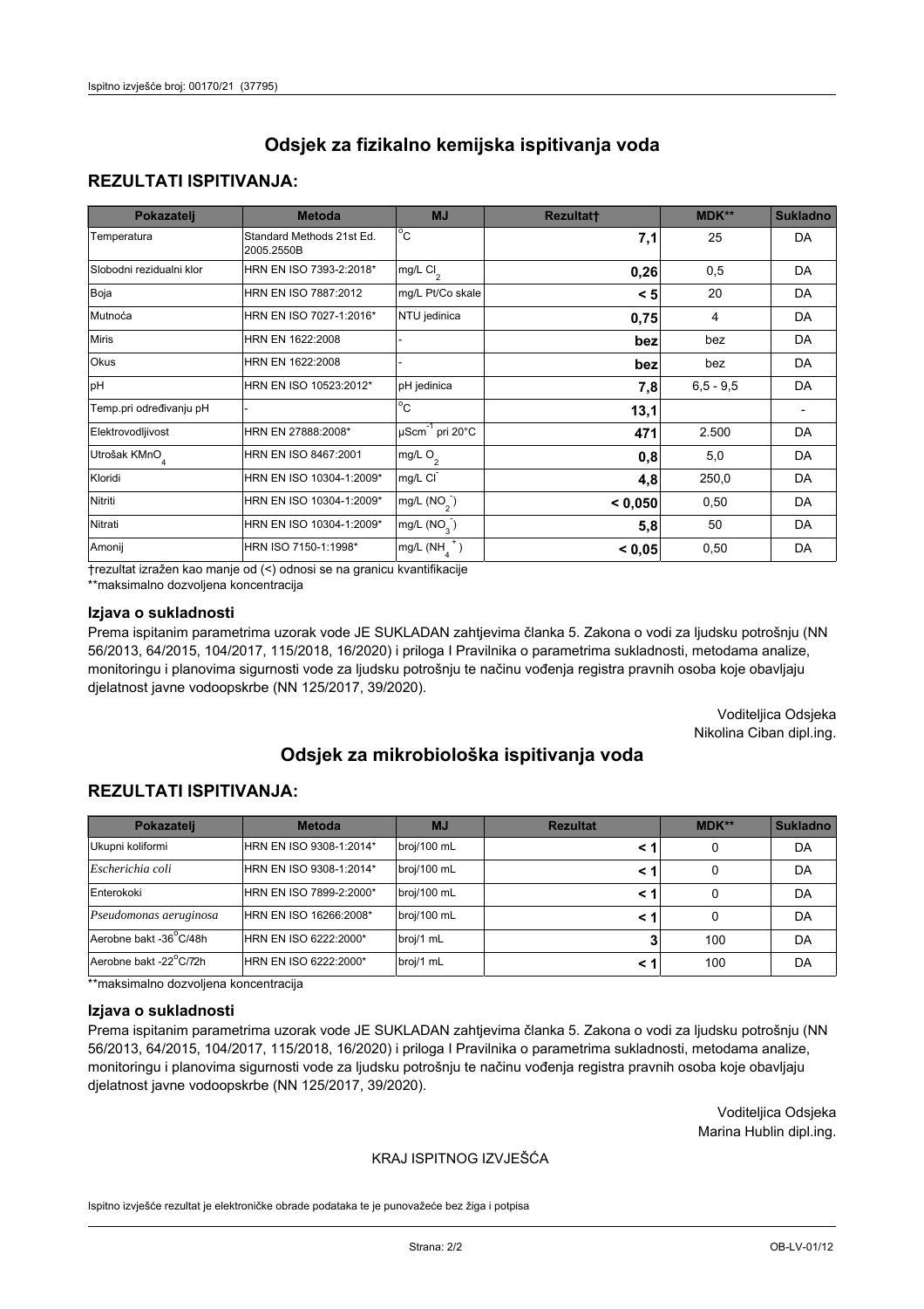# Odsjek za fizikalno kemijska ispitivanja voda

## REZULTATI ISPITIVANJA:

| Pokazatelj | Metoda | MJ | Rezultat† | MDK** | Sukladno |
|---|---|---|---|---|---|
| Temperatura | Standard Methods 21st Ed. 2005.2550B | °C | **7,1** | 25 | DA |
| Slobodni rezidualni klor | HRN EN ISO 7393-2:2018* | mg/L $Cl_2$ | **0,26** | 0,5 | DA |
| Boja | HRN EN ISO 7887:2012 | mg/L Pt/Co skale | **< 5** | 20 | DA |
| Mutnoća | HRN EN ISO 7027-1:2016* | NTU jedinica | **0,75** | 4 | DA |
| Miris | HRN EN 1622:2008 | - | **bez** | bez | DA |
| Okus | HRN EN 1622:2008 | - | **bez** | bez | DA |
| pH | HRN EN ISO 10523:2012* | pH jedinica | **7,8** | 6,5 - 9,5 | DA |
| Temp.pri određivanju pH | - | °C | **13,1** | | - |
| Elektrovodljivost | HRN EN 27888:2008* | $\mu Scm^{-1}$ pri 20°C | **471** | 2.500 | DA |
| Utrošak $KMnO_4$ | HRN EN ISO 8467:2001 | mg/L $O_2$ | **0,8** | 5,0 | DA |
| Kloridi | HRN EN ISO 10304-1:2009* | mg/L $Cl^-$ | **4,8** | 250,0 | DA |
| Nitriti | HRN EN ISO 10304-1:2009* | mg/L $(NO_2^-)$ | **< 0,050** | 0,50 | DA |
| Nitrati | HRN EN ISO 10304-1:2009* | mg/L $(NO_3^-)$ | **5,8** | 50 | DA |
| Amonij | HRN ISO 7150-1:1998* | mg/L $(NH_4^+)$ | **< 0,05** | 0,50 | DA |

†rezultat izražen kao manje od (<) odnosi se na granicu kvantifikacije

**maksimalno dozvoljena koncentracija

### Izjava o sukladnosti

Prema ispitanim parametrima uzorak vode JE SUKLADAN zahtjevima članka 5. Zakona o vodi za ljudsku potrošnju (NN 56/2013, 64/2015, 104/2017, 115/2018, 16/2020) i priloga I Pravilnika o parametrima sukladnosti, metodama analize, monitoringu i planovima sigurnosti vode za ljudsku potrošnju te načinu vođenja registra pravnih osoba koje obavljaju djelatnost javne vodoopskrbe (NN 125/2017, 39/2020).

Voditeljica Odsjeka
Nikolina Ciban dipl.ing.

# Odsjek za mikrobiološka ispitivanja voda

## REZULTATI ISPITIVANJA:

| Pokazatelj | Metoda | MJ | Rezultat | MDK** | Sukladno |
|---|---|---|---|---|---|
| Ukupni koliformi | HRN EN ISO 9308-1:2014* | broj/100 mL | **< 1** | 0 | DA |
| *Escherichia coli* | HRN EN ISO 9308-1:2014* | broj/100 mL | **< 1** | 0 | DA |
| Enterokoki | HRN EN ISO 7899-2:2000* | broj/100 mL | **< 1** | 0 | DA |
| *Pseudomonas aeruginosa* | HRN EN ISO 16266:2008* | broj/100 mL | **< 1** | 0 | DA |
| Aerobne bakt -36°C/48h | HRN EN ISO 6222:2000* | broj/1 mL | **3** | 100 | DA |
| Aerobne bakt -22°C/72h | HRN EN ISO 6222:2000* | broj/1 mL | **< 1** | 100 | DA |

**maksimalno dozvoljena koncentracija

### Izjava o sukladnosti

Prema ispitanim parametrima uzorak vode JE SUKLADAN zahtjevima članka 5. Zakona o vodi za ljudsku potrošnju (NN 56/2013, 64/2015, 104/2017, 115/2018, 16/2020) i priloga I Pravilnika o parametrima sukladnosti, metodama analize, monitoringu i planovima sigurnosti vode za ljudsku potrošnju te načinu vođenja registra pravnih osoba koje obavljaju djelatnost javne vodoopskrbe (NN 125/2017, 39/2020).

Voditeljica Odsjeka
Marina Hublin dipl.ing.

KRAJ ISPITNOG IZVJEŠĆA

Ispitno izvješće rezultat je elektroničke obrade podataka te je punovažeće bez žiga i potpisa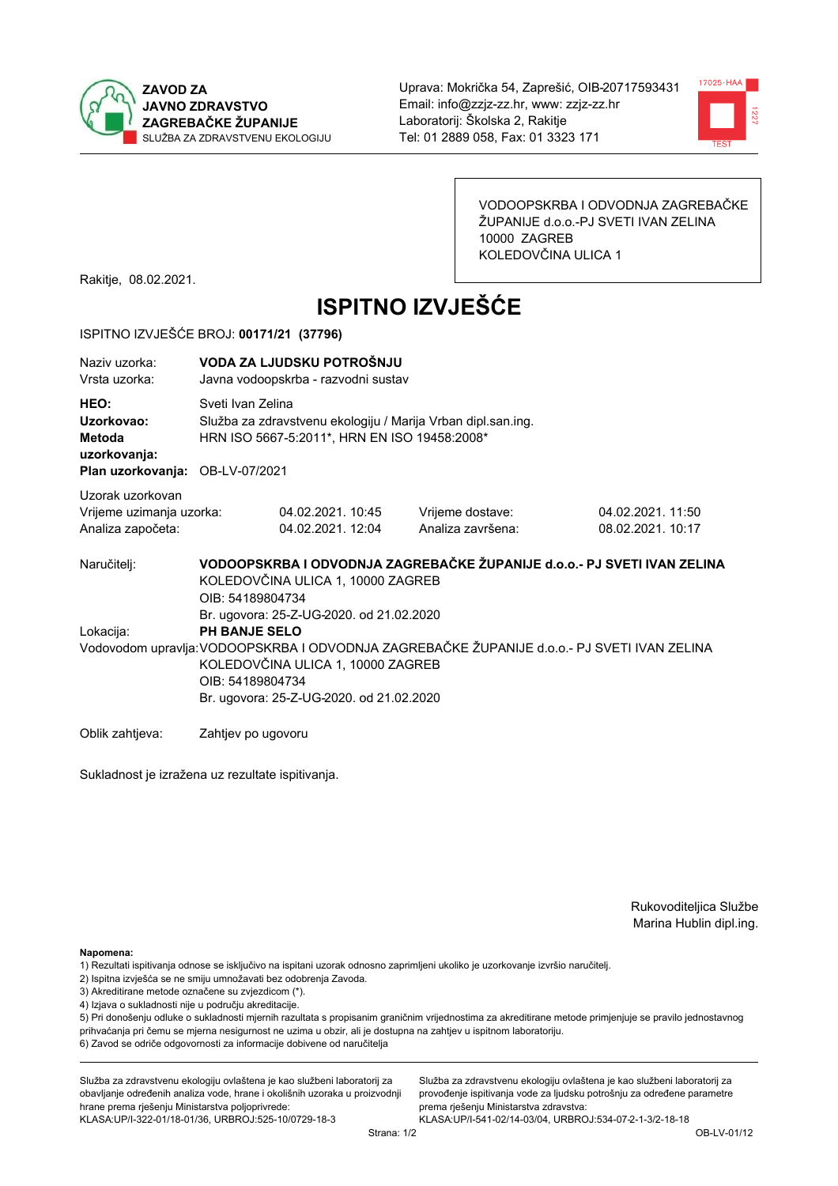**ZAVOD ZA JAVNO ZDRAVSTVO ZAGREBAČKE ŽUPANIJE**
SLUŽBA ZA ZDRAVSTVENU EKOLOGIJU

Uprava: Mokrička 54, Zaprešić, OIB-20717593431
Email: info@zzjz-zz.hr, www: zzjz-zz.hr
Laboratorij: Školska 2, Rakitje
Tel: 01 2889 058, Fax: 01 3323 171

VODOOPSKRBA I ODVODNJA ZAGREBAČKE ŽUPANIJE d.o.o.-PJ SVETI IVAN ZELINA
10000 ZAGREB
KOLEDOVČINA ULICA 1

Rakitje, 08.02.2021.

# ISPITNO IZVJEŠĆE

ISPITNO IZVJEŠĆE BROJ: **00171/21 (37796)**

| | |
|---|---|
| Naziv uzorka: | **VODA ZA LJUDSKU POTROŠNJU** |
| Vrsta uzorka: | Javna vodoopskrba - razvodni sustav |
| **HEO:** | Sveti Ivan Zelina |
| **Uzorkovao:** | Služba za zdravstvenu ekologiju / Marija Vrban dipl.san.ing. |
| **Metoda uzorkovanja:** | HRN ISO 5667-5:2011*, HRN EN ISO 19458:2008* |
| **Plan uzorkovanja:** | OB-LV-07/2021 |

Uzorak uzorkovan

| | | | |
|---|---|---|---|
| Vrijeme uzimanja uzorka: | 04.02.2021. 10:45 | Vrijeme dostave: | 04.02.2021. 11:50 |
| Analiza započeta: | 04.02.2021. 12:04 | Analiza završena: | 08.02.2021. 10:17 |

Naručitelj: **VODOOPSKRBA I ODVODNJA ZAGREBAČKE ŽUPANIJE d.o.o.- PJ SVETI IVAN ZELINA**
KOLEDOVČINA ULICA 1, 10000 ZAGREB
OIB: 54189804734
Br. ugovora: 25-Z-UG-2020. od 21.02.2020

Lokacija: **PH BANJE SELO**

Vodovodom upravlja: VODOOPSKRBA I ODVODNJA ZAGREBAČKE ŽUPANIJE d.o.o.- PJ SVETI IVAN ZELINA
KOLEDOVČINA ULICA 1, 10000 ZAGREB
OIB: 54189804734
Br. ugovora: 25-Z-UG-2020. od 21.02.2020

Oblik zahtjeva: Zahtjev po ugovoru

Sukladnost je izražena uz rezultate ispitivanja.

Rukoviditeljica Službe
Marina Hublin dipl.ing.

**Napomena:**
1) Rezultati ispitivanja odnose se isključivo na ispitani uzorak odnosno zaprimljeni ukoliko je uzorkovanje izvršio naručitelj.
2) Ispitna izvješća se ne smiju umnožavati bez odobrenja Zavoda.
3) Akreditirane metode označene su zvjezdicom (*).
4) Izjava o sukladnosti nije u području akreditacije.
5) Pri donošenju odluke o sukladnosti mjernih razultata s propisanim graničnim vrijednostima za akreditirane metode primjenjuje se pravilo jednostavnog prihvaćanja pri čemu se mjerna nesigurnost ne uzima u obzir, ali je dostupna na zahtjev u ispitnom laboratoriju.
6) Zavod se odriče odgovornosti za informacije dobivene od naručitelja

Služba za zdravstvenu ekologiju ovlaštena je kao službeni laboratorij za obavljanje određenih analiza vode, hrane i okolišnih uzoraka u proizvodnji hrane prema rješenju Ministarstva poljoprivrede:
KLASA:UP/I-322-01/18-01/36, URBROJ:525-10/0729-18-3

Služba za zdravstvenu ekologiju ovlaštena je kao službeni laboratorij za provođenje ispitivanja vode za ljudsku potrošnju za određene parametre prema rješenju Ministarstva zdravstva:
KLASA:UP/I-541-02/14-03/04, URBROJ:534-07-2-1-3/2-18-18

OB-LV-01/12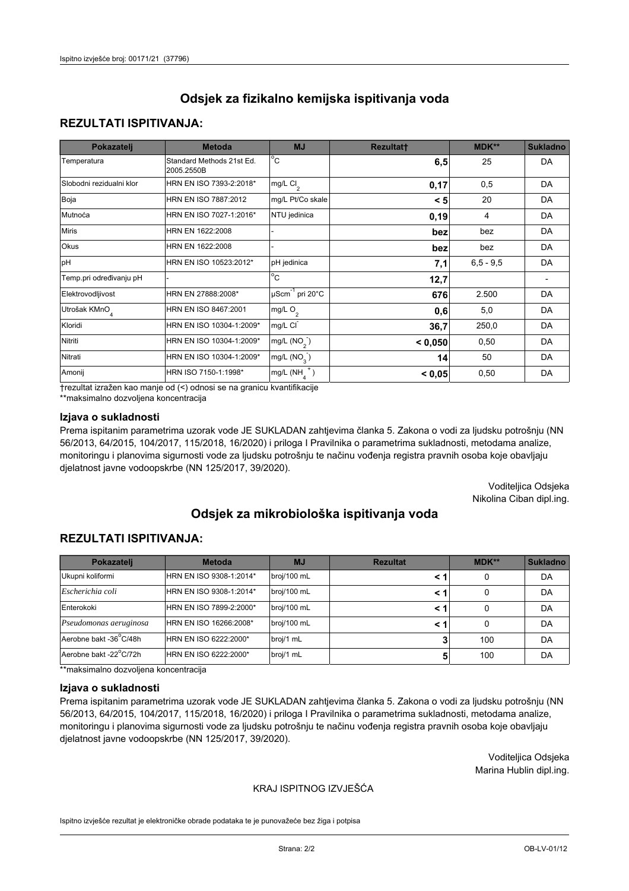# Odsjek za fizikalno kemijska ispitivanja voda

## REZULTATI ISPITIVANJA:

| Pokazatelj | Metoda | MJ | Rezultat† | MDK** | Sukladno |
|---|---|---|---|---|---|
| Temperatura | Standard Methods 21st Ed. 2005.2550B | °C | **6,5** | 25 | DA |
| Slobodni rezidualni klor | HRN EN ISO 7393-2:2018* | mg/L $Cl_2$ | **0,17** | 0,5 | DA |
| Boja | HRN EN ISO 7887:2012 | mg/L Pt/Co skale | **< 5** | 20 | DA |
| Mutnoća | HRN EN ISO 7027-1:2016* | NTU jedinica | **0,19** | 4 | DA |
| Miris | HRN EN 1622:2008 | - | **bez** | bez | DA |
| Okus | HRN EN 1622:2008 | - | **bez** | bez | DA |
| pH | HRN EN ISO 10523:2012* | pH jedinica | **7,1** | 6,5 - 9,5 | DA |
| Temp.pri određivanju pH | - | °C | **12,7** | | - |
| Elektrovodljivost | HRN EN 27888:2008* | $\mu Scm^{-1}$ pri 20°C | **676** | 2.500 | DA |
| Utrošak $KMnO_4$ | HRN EN ISO 8467:2001 | mg/L $O_2$ | **0,6** | 5,0 | DA |
| Kloridi | HRN EN ISO 10304-1:2009* | mg/L $Cl^-$ | **36,7** | 250,0 | DA |
| Nitriti | HRN EN ISO 10304-1:2009* | mg/L ($NO_2^-$) | **< 0,050** | 0,50 | DA |
| Nitrati | HRN EN ISO 10304-1:2009* | mg/L ($NO_3^-$) | **14** | 50 | DA |
| Amonij | HRN ISO 7150-1:1998* | mg/L ($NH_4^+$) | **< 0,05** | 0,50 | DA |

†rezultat izražen kao manje od (<) odnosi se na granicu kvantifikacije

**maksimalno dozvoljena koncentracija

### Izjava o sukladnosti

Prema ispitanim parametrima uzorak vode JE SUKLADAN zahtjevima članka 5. Zakona o vodi za ljudsku potrošnju (NN 56/2013, 64/2015, 104/2017, 115/2018, 16/2020) i priloga I Pravilnika o parametrima sukladnosti, metodama analize, monitoringu i planovima sigurnosti vode za ljudsku potrošnju te načinu vođenja registra pravnih osoba koje obavljaju djelatnost javne vodoopskrbe (NN 125/2017, 39/2020).

Voditeljica Odsjeka
Nikolina Ciban dipl.ing.

# Odsjek za mikrobiološka ispitivanja voda

## REZULTATI ISPITIVANJA:

| Pokazatelj | Metoda | MJ | Rezultat | MDK** | Sukladno |
|---|---|---|---|---|---|
| Ukupni koliformi | HRN EN ISO 9308-1:2014* | broj/100 mL | **< 1** | 0 | DA |
| *Escherichia coli* | HRN EN ISO 9308-1:2014* | broj/100 mL | **< 1** | 0 | DA |
| Enterokoki | HRN EN ISO 7899-2:2000* | broj/100 mL | **< 1** | 0 | DA |
| *Pseudomonas aeruginosa* | HRN EN ISO 16266:2008* | broj/100 mL | **< 1** | 0 | DA |
| Aerobne bakt -36°C/48h | HRN EN ISO 6222:2000* | broj/1 mL | **3** | 100 | DA |
| Aerobne bakt -22°C/72h | HRN EN ISO 6222:2000* | broj/1 mL | **5** | 100 | DA |

**maksimalno dozvoljena koncentracija

### Izjava o sukladnosti

Prema ispitanim parametrima uzorak vode JE SUKLADAN zahtjevima članka 5. Zakona o vodi za ljudsku potrošnju (NN 56/2013, 64/2015, 104/2017, 115/2018, 16/2020) i priloga I Pravilnika o parametrima sukladnosti, metodama analize, monitoringu i planovima sigurnosti vode za ljudsku potrošnju te načinu vođenja registra pravnih osoba koje obavljaju djelatnost javne vodoopskrbe (NN 125/2017, 39/2020).

Voditeljica Odsjeka
Marina Hublin dipl.ing.

KRAJ ISPITNOG IZVJEŠĆA

Ispitno izvješće rezultat je elektroničke obrade podataka te je punovažeće bez žiga i potpisa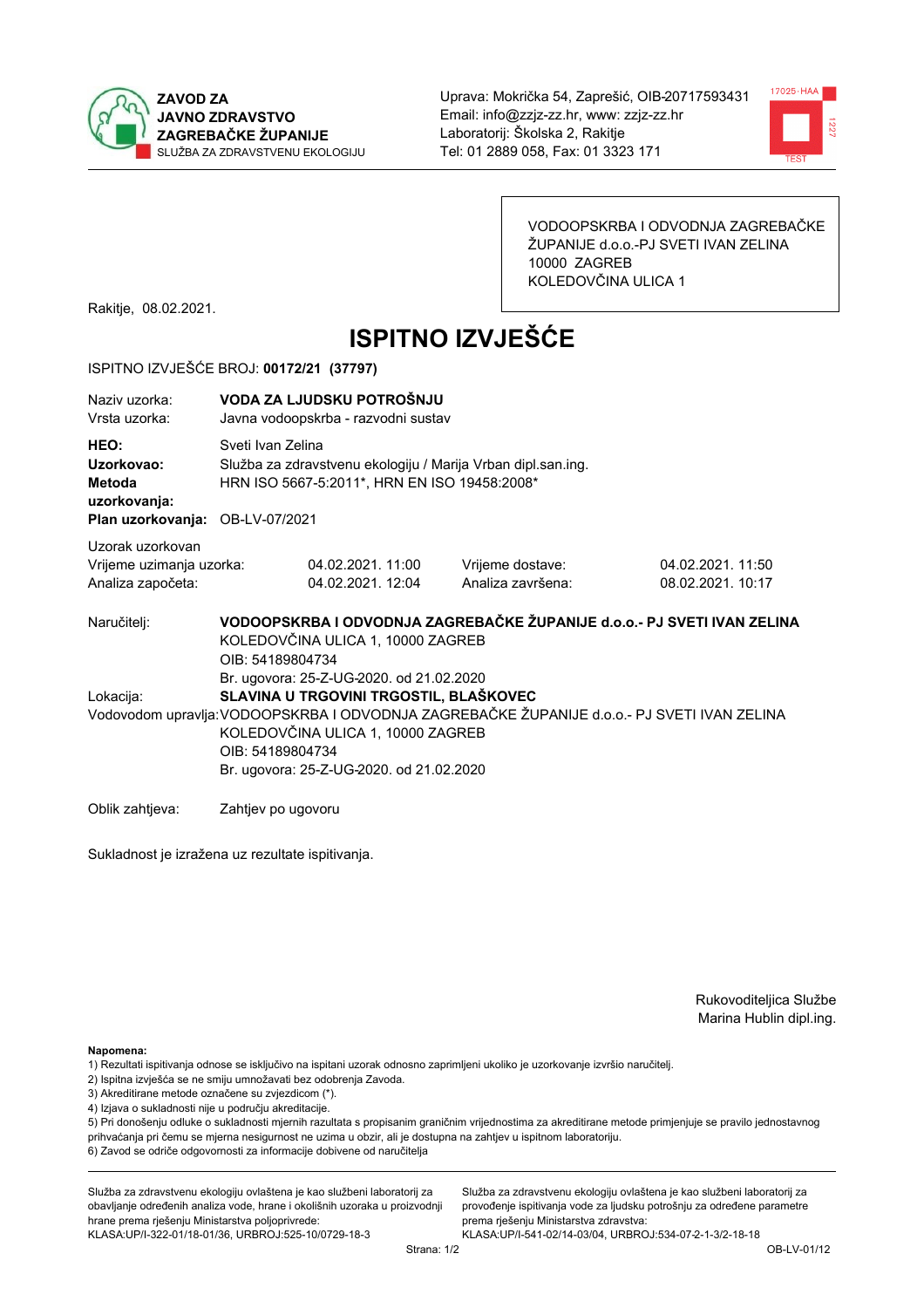**ZAVOD ZA JAVNO ZDRAVSTVO ZAGREBAČKE ŽUPANIJE**
SLUŽBA ZA ZDRAVSTVENU EKOLOGIJU

Uprava: Mokrička 54, Zaprešić, OIB-20717593431
Email: info@zzjz-zz.hr, www: zzjz-zz.hr
Laboratorij: Školska 2, Rakitje
Tel: 01 2889 058, Fax: 01 3323 171

VODOOPSKRBA I ODVODNJA ZAGREBAČKE ŽUPANIJE d.o.o.-PJ SVETI IVAN ZELINA
10000 ZAGREB
KOLEDOVČINA ULICA 1

Rakitje, 08.02.2021.

# ISPITNO IZVJEŠĆE

ISPITNO IZVJEŠĆE BROJ: **00172/21 (37797)**

Naziv uzorka: **VODA ZA LJUDSKU POTROŠNJU**
Vrsta uzorka: Javna vodoopskrba - razvodni sustav

**HEO:** Sveti Ivan Zelina
**Uzorkovao:** Služba za zdravstvenu ekologiju / Marija Vrban dipl.san.ing.
**Metoda uzorkovanja:** HRN ISO 5667-5:2011*, HRN EN ISO 19458:2008*
**Plan uzorkovanja:** OB-LV-07/2021

Uzorak uzorkovan

| | | | |
|---|---|---|---|
| Vrijeme uzimanja uzorka: | 04.02.2021. 11:00 | Vrijeme dostave: | 04.02.2021. 11:50 |
| Analiza započeta: | 04.02.2021. 12:04 | Analiza završena: | 08.02.2021. 10:17 |

Naručitelj: **VODOOPSKRBA I ODVODNJA ZAGREBAČKE ŽUPANIJE d.o.o.- PJ SVETI IVAN ZELINA**
KOLEDOVČINA ULICA 1, 10000 ZAGREB
OIB: 54189804734
Br. ugovora: 25-Z-UG-2020. od 21.02.2020

Lokacija: **SLAVINA U TRGOVINI TRGOSTIL, BLAŠKOVEC**

Vodovodom upravlja: VODOOPSKRBA I ODVODNJA ZAGREBAČKE ŽUPANIJE d.o.o.- PJ SVETI IVAN ZELINA
KOLEDOVČINA ULICA 1, 10000 ZAGREB
OIB: 54189804734
Br. ugovora: 25-Z-UG-2020. od 21.02.2020

Oblik zahtjeva: Zahtjev po ugovoru

Sukladnost je izražena uz rezultate ispitivanja.

Rukoviteljica Službe
Marina Hublin dipl.ing.

**Napomena:**
1) Rezultati ispitivanja odnose se isključivo na ispitani uzorak odnosno zaprimljeni ukoliko je uzorkovanje izvršio naručitelj.
2) Ispitna izvješća se ne smiju umnožavati bez odobrenja Zavoda.
3) Akreditirane metode označene su zvjezdicom (*).
4) Izjava o sukladnosti nije u području akreditacije.
5) Pri donošenju odluke o sukladnosti mjernih razultata s propisanim graničnim vrijednostima za akreditirane metode primjenjuje se pravilo jednostavnog prihvaćanja pri čemu se mjerna nesigurnost ne uzima u obzir, ali je dostupna na zahtjev u ispitnom laboratoriju.
6) Zavod se odriče odgovornosti za informacije dobivene od naručitelja

Služba za zdravstvenu ekologiju ovlaštena je kao službeni laboratorij za obavljanje određenih analiza vode, hrane i okolišnih uzoraka u proizvodnji hrane prema rješenju Ministarstva poljoprivrede:
KLASA:UP/I-322-01/18-01/36, URBROJ:525-10/0729-18-3

Služba za zdravstvenu ekologiju ovlaštena je kao službeni laboratorij za provođenje ispitivanja vode za ljudsku potrošnju za određene parametre prema rješenju Ministarstva zdravstva:
KLASA:UP/I-541-02/14-03/04, URBROJ:534-07-2-1-3/2-18-18

OB-LV-01/12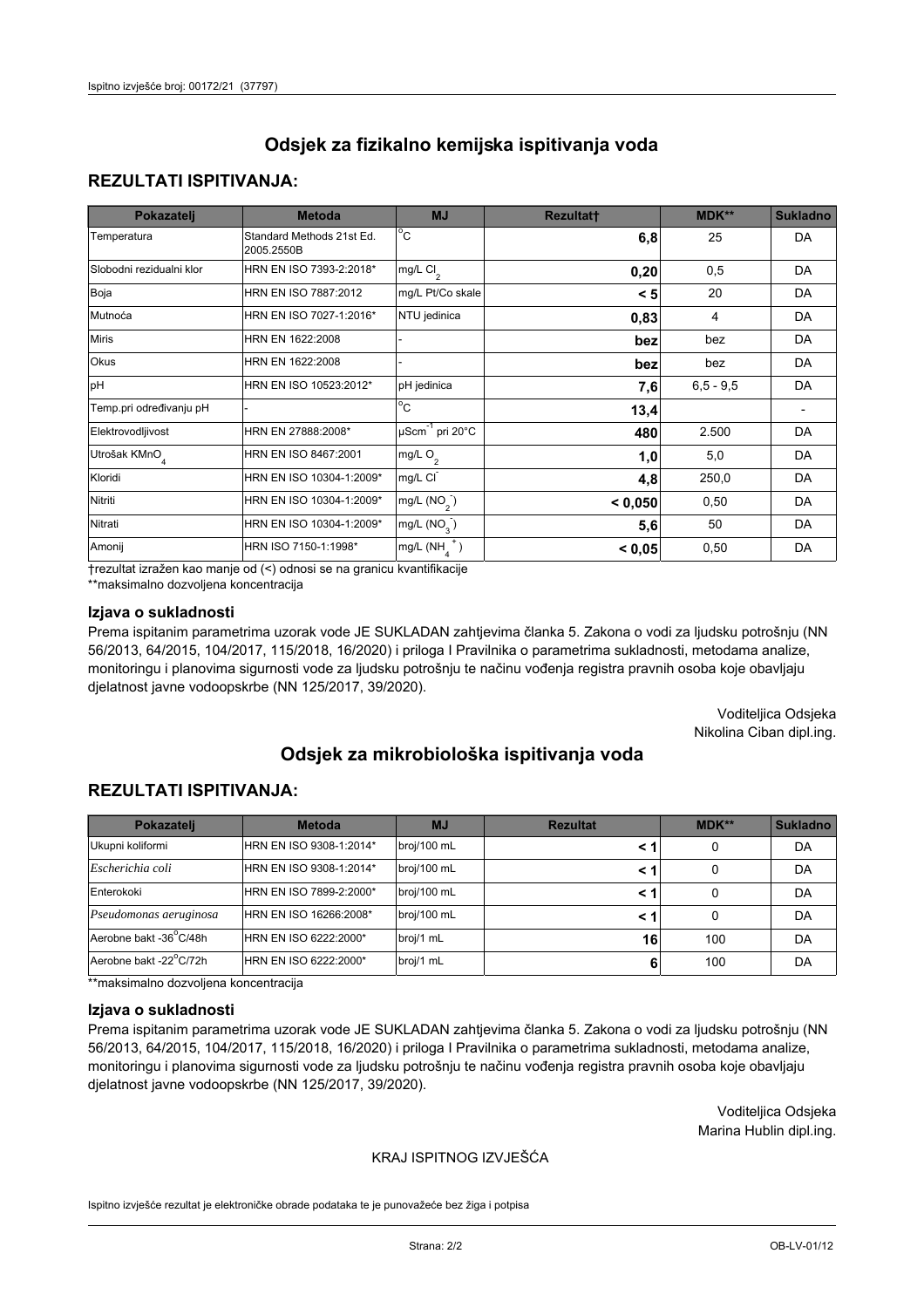# Odsjek za fizikalno kemijska ispitivanja voda

## REZULTATI ISPITIVANJA:

| Pokazatelj | Metoda | MJ | Rezultat† | MDK** | Sukladno |
|---|---|---|---|---|---|
| Temperatura | Standard Methods 21st Ed. 2005.2550B | °C | **6,8** | 25 | DA |
| Slobodni rezidualni klor | HRN EN ISO 7393-2:2018* | mg/L $Cl_2$ | **0,20** | 0,5 | DA |
| Boja | HRN EN ISO 7887:2012 | mg/L Pt/Co skale | **< 5** | 20 | DA |
| Mutnoća | HRN EN ISO 7027-1:2016* | NTU jedinica | **0,83** | 4 | DA |
| Miris | HRN EN 1622:2008 | - | **bez** | bez | DA |
| Okus | HRN EN 1622:2008 | - | **bez** | bez | DA |
| pH | HRN EN ISO 10523:2012* | pH jedinica | **7,6** | 6,5 - 9,5 | DA |
| Temp.pri određivanju pH | - | °C | **13,4** | | - |
| Elektrovodljivost | HRN EN 27888:2008* | $\mu Scm^{-1}$ pri 20°C | **480** | 2.500 | DA |
| Utrošak $KMnO_4$ | HRN EN ISO 8467:2001 | mg/L $O_2$ | **1,0** | 5,0 | DA |
| Kloridi | HRN EN ISO 10304-1:2009* | mg/L $Cl^-$ | **4,8** | 250,0 | DA |
| Nitriti | HRN EN ISO 10304-1:2009* | mg/L ($NO_2^-$) | **< 0,050** | 0,50 | DA |
| Nitrati | HRN EN ISO 10304-1:2009* | mg/L ($NO_3^-$) | **5,6** | 50 | DA |
| Amonij | HRN ISO 7150-1:1998* | mg/L ($NH_4^+$) | **< 0,05** | 0,50 | DA |

†rezultat izražen kao manje od (<) odnosi se na granicu kvantifikacije

**maksimalno dozvoljena koncentracija

### Izjava o sukladnosti

Prema ispitanim parametrima uzorak vode JE SUKLADAN zahtjevima članka 5. Zakona o vodi za ljudsku potrošnju (NN 56/2013, 64/2015, 104/2017, 115/2018, 16/2020) i priloga I Pravilnika o parametrima sukladnosti, metodama analize, monitoringu i planovima sigurnosti vode za ljudsku potrošnju te načinu vođenja registra pravnih osoba koje obavljaju djelatnost javne vodoopskrbe (NN 125/2017, 39/2020).

Voditeljica Odsjeka
Nikolina Ciban dipl.ing.

# Odsjek za mikrobiološka ispitivanja voda

## REZULTATI ISPITIVANJA:

| Pokazatelj | Metoda | MJ | Rezultat | MDK** | Sukladno |
|---|---|---|---|---|---|
| Ukupni koliformi | HRN EN ISO 9308-1:2014* | broj/100 mL | **< 1** | 0 | DA |
| *Escherichia coli* | HRN EN ISO 9308-1:2014* | broj/100 mL | **< 1** | 0 | DA |
| Enterokoki | HRN EN ISO 7899-2:2000* | broj/100 mL | **< 1** | 0 | DA |
| *Pseudomonas aeruginosa* | HRN EN 16266:2008* | broj/100 mL | **< 1** | 0 | DA |
| Aerobne bakt -36°C/48h | HRN EN ISO 6222:2000* | broj/1 mL | **16** | 100 | DA |
| Aerobne bakt -22°C/72h | HRN EN ISO 6222:2000* | broj/1 mL | **6** | 100 | DA |

**maksimalno dozvoljena koncentracija

### Izjava o sukladnosti

Prema ispitanim parametrima uzorak vode JE SUKLADAN zahtjevima članka 5. Zakona o vodi za ljudsku potrošnju (NN 56/2013, 64/2015, 104/2017, 115/2018, 16/2020) i priloga I Pravilnika o parametrima sukladnosti, metodama analize, monitoringu i planovima sigurnosti vode za ljudsku potrošnju te načinu vođenja registra pravnih osoba koje obavljaju djelatnost javne vodoopskrbe (NN 125/2017, 39/2020).

Voditeljica Odsjeka
Marina Hublin dipl.ing.

KRAJ ISPITNOG IZVJEŠĆA

Ispitno izvješće rezultat je elektroničke obrade podataka te je punovažeće bez žiga i potpisa